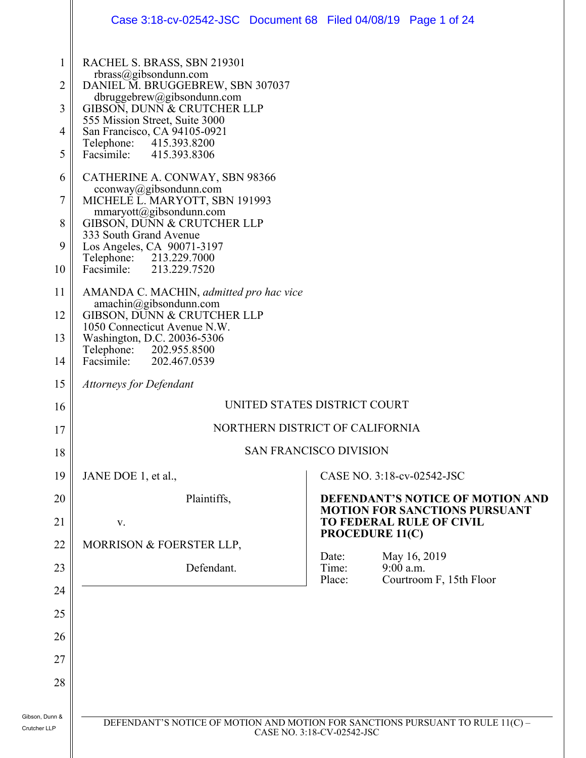RACHEL S. BRASS, SBN 219301
rbrass@gibsondunn.com
DANIEL M. BRUGGEBREW, SBN 307037
dbruggebrew@gibsondunn.com
GIBSON, DUNN & CRUTCHER LLP
555 Mission Street, Suite 3000
San Francisco, CA 94105-0921
Telephone: 415.393.8200
Facsimile: 415.393.8306

CATHERINE A. CONWAY, SBN 98366
cconway@gibsondunn.com
MICHELE L. MARYOTT, SBN 191993
mmaryott@gibsondunn.com
GIBSON, DUNN & CRUTCHER LLP
333 South Grand Avenue
Los Angeles, CA 90071-3197
Telephone: 213.229.7000
Facsimile: 213.229.7520

AMANDA C. MACHIN, *admitted pro hac vice*
amachin@gibsondunn.com
GIBSON, DUNN & CRUTCHER LLP
1050 Connecticut Avenue N.W.
Washington, D.C. 20036-5306
Telephone: 202.955.8500
Facsimile: 202.467.0539

*Attorneys for Defendant*

UNITED STATES DISTRICT COURT

NORTHERN DISTRICT OF CALIFORNIA

SAN FRANCISCO DIVISION

JANE DOE 1, et al.,

Plaintiffs,

v.

MORRISON & FOERSTER LLP,

Defendant.

CASE NO. 3:18-cv-02542-JSC

**DEFENDANT'S NOTICE OF MOTION AND MOTION FOR SANCTIONS PURSUANT TO FEDERAL RULE OF CIVIL PROCEDURE 11(C)**

Date: May 16, 2019
Time: 9:00 a.m.
Place: Courtroom F, 15th Floor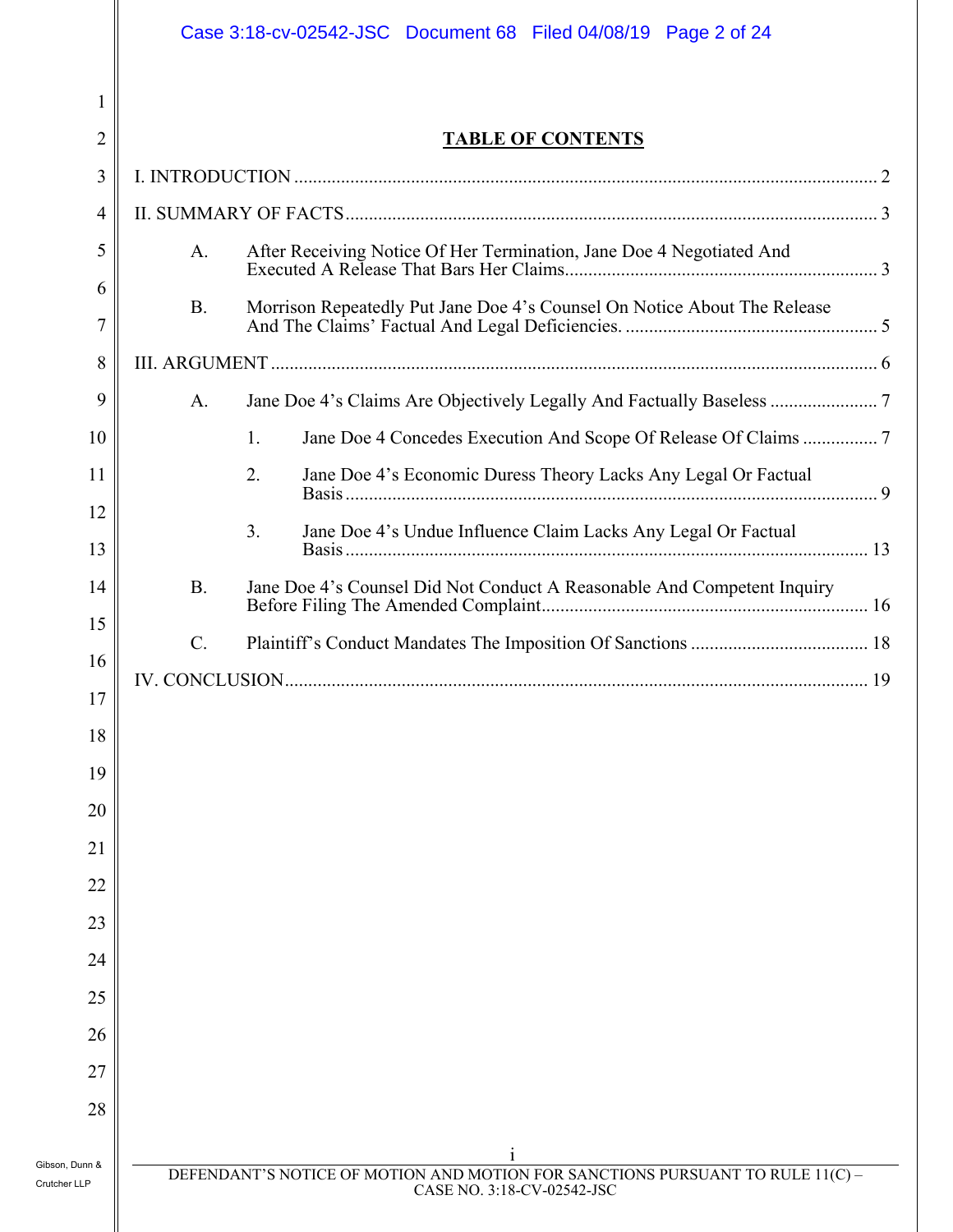## TABLE OF CONTENTS

I. INTRODUCTION ........................................................................................................................ 2

II. SUMMARY OF FACTS .............................................................................................................. 3

- A. After Receiving Notice Of Her Termination, Jane Doe 4 Negotiated And Executed A Release That Bars Her Claims ................................................................. 3
- B. Morrison Repeatedly Put Jane Doe 4's Counsel On Notice About The Release And The Claims' Factual And Legal Deficiencies. ..................................................... 5

III. ARGUMENT .............................................................................................................................. 6

- A. Jane Doe 4's Claims Are Objectively Legally And Factually Baseless ....................... 7
  - 1. Jane Doe 4 Concedes Execution And Scope Of Release Of Claims ................ 7
  - 2. Jane Doe 4's Economic Duress Theory Lacks Any Legal Or Factual Basis ................................................................................................................ 9
  - 3. Jane Doe 4's Undue Influence Claim Lacks Any Legal Or Factual Basis .............................................................................................................. 13
- B. Jane Doe 4's Counsel Did Not Conduct A Reasonable And Competent Inquiry Before Filing The Amended Complaint..................................................................... 16
- C. Plaintiff's Conduct Mandates The Imposition Of Sanctions ...................................... 18

IV. CONCLUSION.......................................................................................................................... 19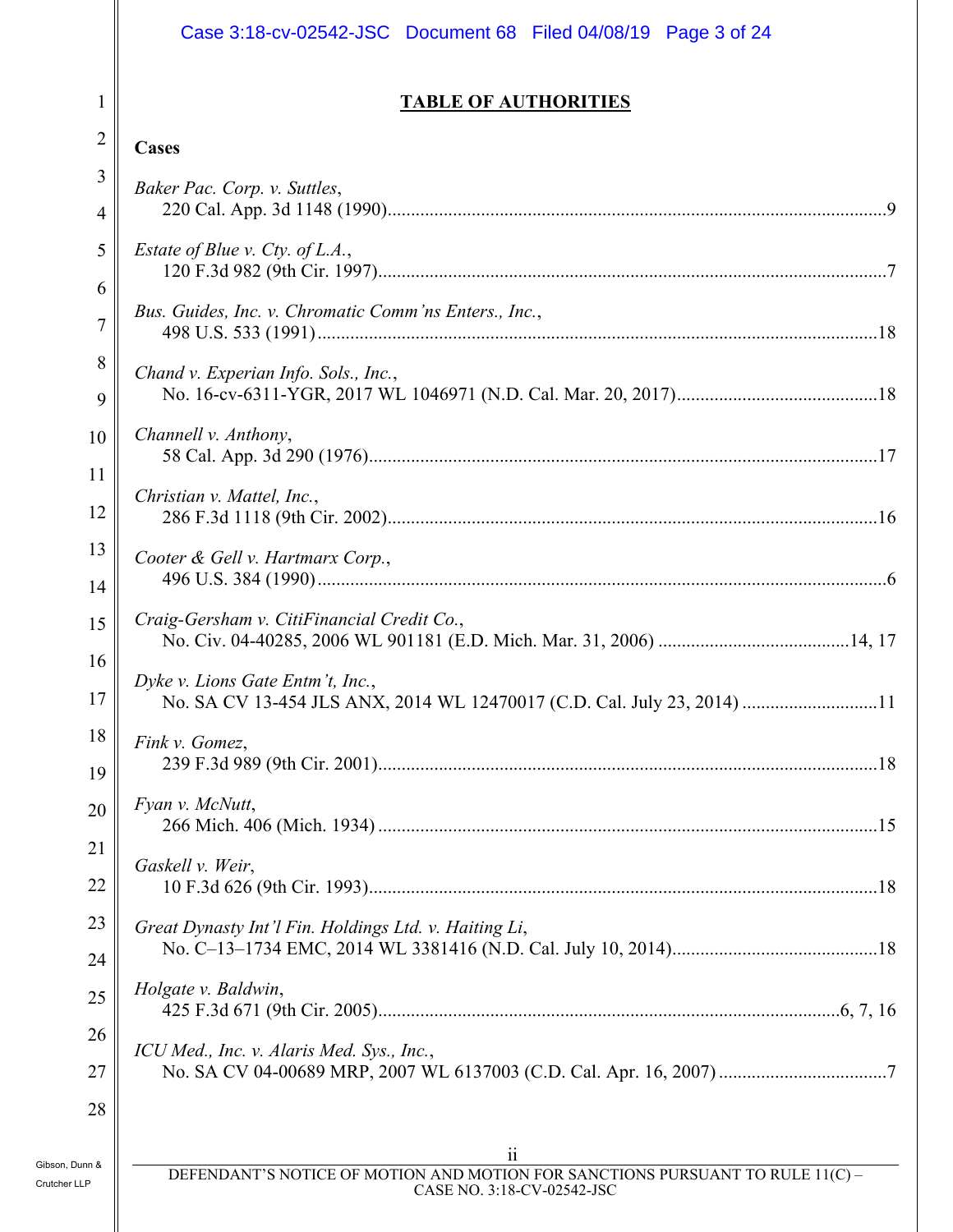# TABLE OF AUTHORITIES

## Cases

*Baker Pac. Corp. v. Suttles*,
220 Cal. App. 3d 1148 (1990) ........................................................................ 9

*Estate of Blue v. Cty. of L.A.*,
120 F.3d 982 (9th Cir. 1997) ........................................................................ 7

*Bus. Guides, Inc. v. Chromatic Comm'ns Enters., Inc.*,
498 U.S. 533 (1991) ........................................................................ 18

*Chand v. Experian Info. Sols., Inc.*,
No. 16-cv-6311-YGR, 2017 WL 1046971 (N.D. Cal. Mar. 20, 2017) ........................................ 18

*Channell v. Anthony*,
58 Cal. App. 3d 290 (1976) ........................................................................ 17

*Christian v. Mattel, Inc.*,
286 F.3d 1118 (9th Cir. 2002) ........................................................................ 16

*Cooter & Gell v. Hartmarx Corp.*,
496 U.S. 384 (1990) ........................................................................ 6

*Craig-Gersham v. CitiFinancial Credit Co.*,
No. Civ. 04-40285, 2006 WL 901181 (E.D. Mich. Mar. 31, 2006) ........................................ 14, 17

*Dyke v. Lions Gate Entm't, Inc.*,
No. SA CV 13-454 JLS ANX, 2014 WL 12470017 (C.D. Cal. July 23, 2014) ........................................ 11

*Fink v. Gomez*,
239 F.3d 989 (9th Cir. 2001) ........................................................................ 18

*Fyan v. McNutt*,
266 Mich. 406 (Mich. 1934) ........................................................................ 15

*Gaskell v. Weir*,
10 F.3d 626 (9th Cir. 1993) ........................................................................ 18

*Great Dynasty Int'l Fin. Holdings Ltd. v. Haiting Li*,
No. C–13–1734 EMC, 2014 WL 3381416 (N.D. Cal. July 10, 2014) ........................................ 18

*Holgate v. Baldwin*,
425 F.3d 671 (9th Cir. 2005) ........................................................................ 6, 7, 16

*ICU Med., Inc. v. Alaris Med. Sys., Inc.*,
No. SA CV 04-00689 MRP, 2007 WL 6137003 (C.D. Cal. Apr. 16, 2007) ........................................ 7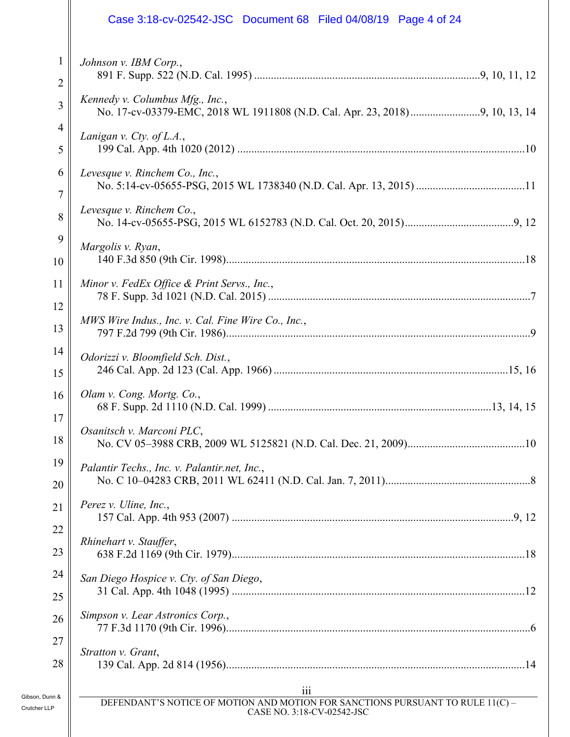*Johnson v. IBM Corp.*,
891 F. Supp. 522 (N.D. Cal. 1995) ................................................................................9, 10, 11, 12

*Kennedy v. Columbus Mfg., Inc.*,
No. 17-cv-03379-EMC, 2018 WL 1911808 (N.D. Cal. Apr. 23, 2018).........................9, 10, 13, 14

*Lanigan v. Cty. of L.A.*,
199 Cal. App. 4th 1020 (2012) ......................................................................................................10

*Levesque v. Rinchem Co., Inc.*,
No. 5:14-cv-05655-PSG, 2015 WL 1738340 (N.D. Cal. Apr. 13, 2015) .......................................11

*Levesque v. Rinchem Co.*,
No. 14-cv-05655-PSG, 2015 WL 6152783 (N.D. Cal. Oct. 20, 2015).......................................9, 12

*Margolis v. Ryan*,
140 F.3d 850 (9th Cir. 1998)..........................................................................................................18

*Minor v. FedEx Office & Print Servs., Inc.*,
78 F. Supp. 3d 1021 (N.D. Cal. 2015) .............................................................................................7

*MWS Wire Indus., Inc. v. Cal. Fine Wire Co., Inc.*,
797 F.2d 799 (9th Cir. 1986)............................................................................................................9

*Odorizzi v. Bloomfield Sch. Dist.*,
246 Cal. App. 2d 123 (Cal. App. 1966) ...................................................................................15, 16

*Olam v. Cong. Mortg. Co.*,
68 F. Supp. 2d 1110 (N.D. Cal. 1999) ...............................................................................13, 14, 15

*Osanitsch v. Marconi PLC*,
No. CV 05–3988 CRB, 2009 WL 5125821 (N.D. Cal. Dec. 21, 2009)..........................................10

*Palantir Techs., Inc. v. Palantir.net, Inc.*,
No. C 10–04283 CRB, 2011 WL 62411 (N.D. Cal. Jan. 7, 2011)....................................................8

*Perez v. Uline, Inc.*,
157 Cal. App. 4th 953 (2007) ....................................................................................................9, 12

*Rhinehart v. Stauffer*,
638 F.2d 1169 (9th Cir. 1979)........................................................................................................18

*San Diego Hospice v. Cty. of San Diego*,
31 Cal. App. 4th 1048 (1995) ........................................................................................................12

*Simpson v. Lear Astronics Corp.*,
77 F.3d 1170 (9th Cir. 1996)............................................................................................................6

*Stratton v. Grant*,
139 Cal. App. 2d 814 (1956)..........................................................................................................14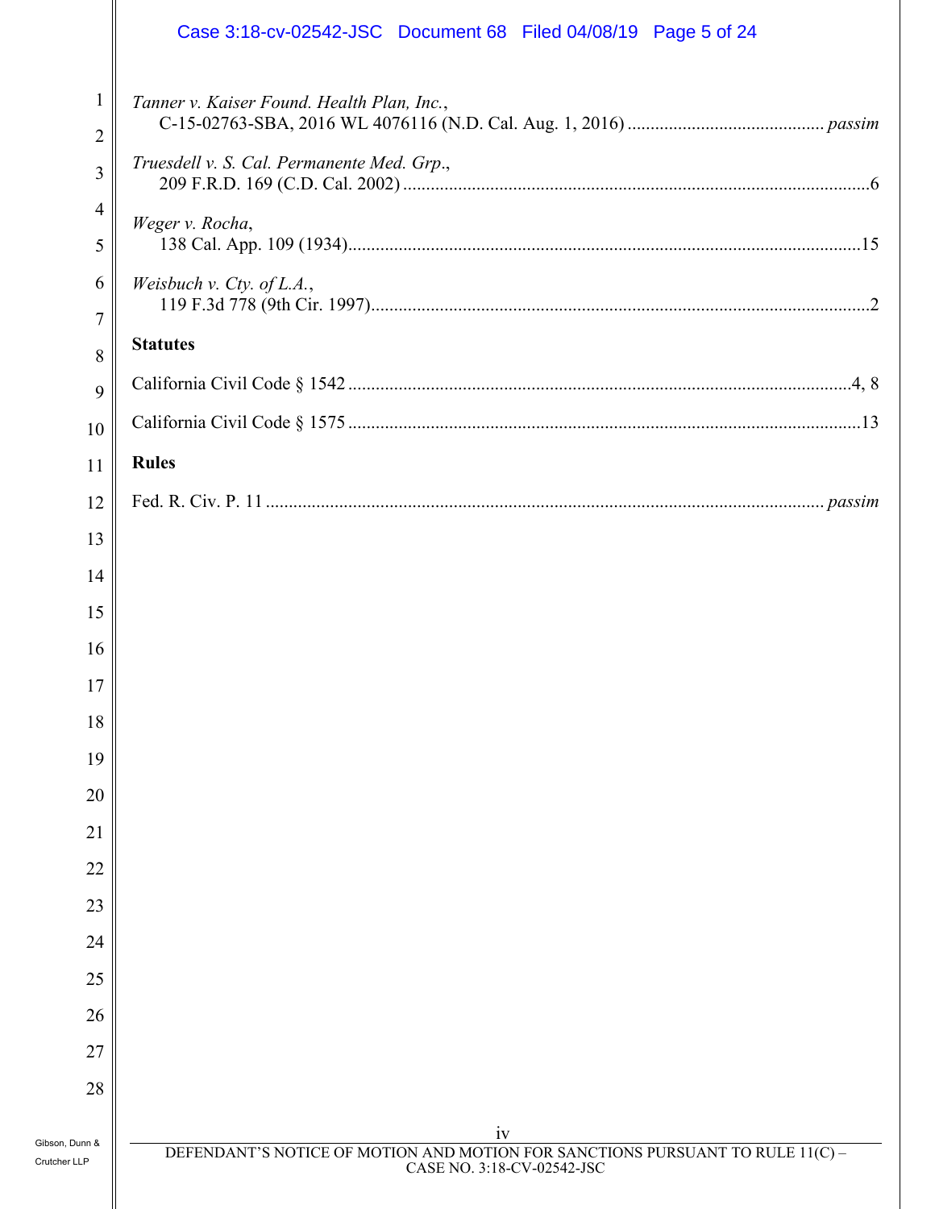*Tanner v. Kaiser Found. Health Plan, Inc.*,
C-15-02763-SBA, 2016 WL 4076116 (N.D. Cal. Aug. 1, 2016) .......... *passim*

*Truesdell v. S. Cal. Permanente Med. Grp.*,
209 F.R.D. 169 (C.D. Cal. 2002) .......... 6

*Weger v. Rocha*,
138 Cal. App. 109 (1934) .......... 15

*Weisbuch v. Cty. of L.A.*,
119 F.3d 778 (9th Cir. 1997) .......... 2

**Statutes**

California Civil Code § 1542 .......... 4, 8

California Civil Code § 1575 .......... 13

**Rules**

Fed. R. Civ. P. 11 .......... *passim*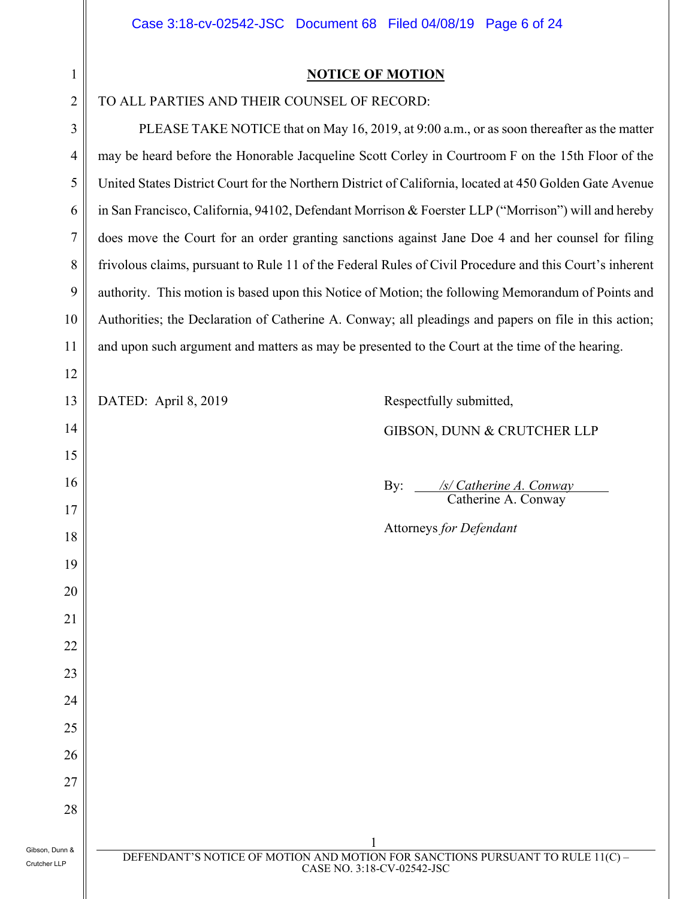## NOTICE OF MOTION

TO ALL PARTIES AND THEIR COUNSEL OF RECORD:

PLEASE TAKE NOTICE that on May 16, 2019, at 9:00 a.m., or as soon thereafter as the matter may be heard before the Honorable Jacqueline Scott Corley in Courtroom F on the 15th Floor of the United States District Court for the Northern District of California, located at 450 Golden Gate Avenue in San Francisco, California, 94102, Defendant Morrison & Foerster LLP ("Morrison") will and hereby does move the Court for an order granting sanctions against Jane Doe 4 and her counsel for filing frivolous claims, pursuant to Rule 11 of the Federal Rules of Civil Procedure and this Court's inherent authority. This motion is based upon this Notice of Motion; the following Memorandum of Points and Authorities; the Declaration of Catherine A. Conway; all pleadings and papers on file in this action; and upon such argument and matters as may be presented to the Court at the time of the hearing.

DATED: April 8, 2019

Respectfully submitted,

GIBSON, DUNN & CRUTCHER LLP

By: */s/ Catherine A. Conway*
Catherine A. Conway

Attorneys *for Defendant*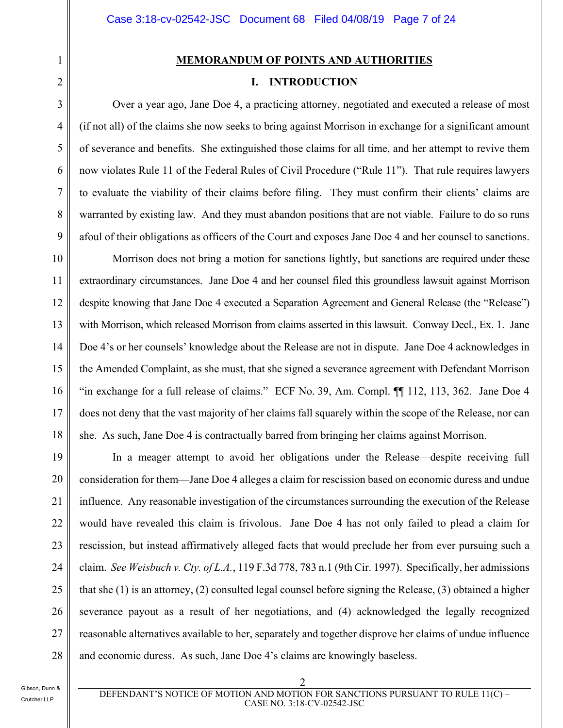## MEMORANDUM OF POINTS AND AUTHORITIES

### I. INTRODUCTION

Over a year ago, Jane Doe 4, a practicing attorney, negotiated and executed a release of most (if not all) of the claims she now seeks to bring against Morrison in exchange for a significant amount of severance and benefits. She extinguished those claims for all time, and her attempt to revive them now violates Rule 11 of the Federal Rules of Civil Procedure ("Rule 11"). That rule requires lawyers to evaluate the viability of their claims before filing. They must confirm their clients' claims are warranted by existing law. And they must abandon positions that are not viable. Failure to do so runs afoul of their obligations as officers of the Court and exposes Jane Doe 4 and her counsel to sanctions.

Morrison does not bring a motion for sanctions lightly, but sanctions are required under these extraordinary circumstances. Jane Doe 4 and her counsel filed this groundless lawsuit against Morrison despite knowing that Jane Doe 4 executed a Separation Agreement and General Release (the "Release") with Morrison, which released Morrison from claims asserted in this lawsuit. Conway Decl., Ex. 1. Jane Doe 4's or her counsels' knowledge about the Release are not in dispute. Jane Doe 4 acknowledges in the Amended Complaint, as she must, that she signed a severance agreement with Defendant Morrison "in exchange for a full release of claims." ECF No. 39, Am. Compl. ¶¶ 112, 113, 362. Jane Doe 4 does not deny that the vast majority of her claims fall squarely within the scope of the Release, nor can she. As such, Jane Doe 4 is contractually barred from bringing her claims against Morrison.

In a meager attempt to avoid her obligations under the Release—despite receiving full consideration for them—Jane Doe 4 alleges a claim for rescission based on economic duress and undue influence. Any reasonable investigation of the circumstances surrounding the execution of the Release would have revealed this claim is frivolous. Jane Doe 4 has not only failed to plead a claim for rescission, but instead affirmatively alleged facts that would preclude her from ever pursuing such a claim. *See Weisbuch v. Cty. of L.A.*, 119 F.3d 778, 783 n.1 (9th Cir. 1997). Specifically, her admissions that she (1) is an attorney, (2) consulted legal counsel before signing the Release, (3) obtained a higher severance payout as a result of her negotiations, and (4) acknowledged the legally recognized reasonable alternatives available to her, separately and together disprove her claims of undue influence and economic duress. As such, Jane Doe 4's claims are knowingly baseless.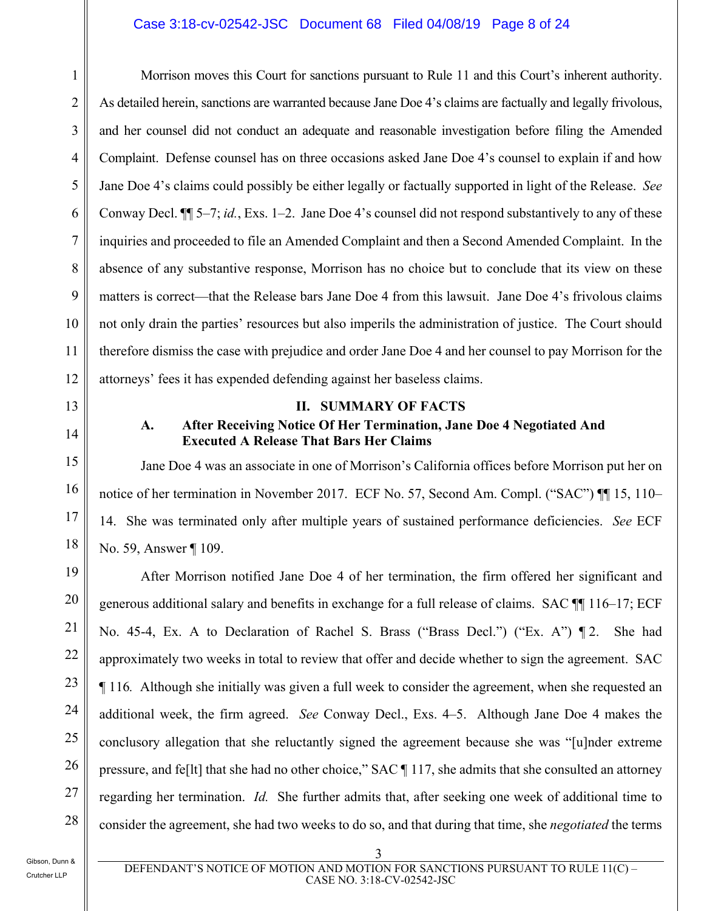Morrison moves this Court for sanctions pursuant to Rule 11 and this Court's inherent authority. As detailed herein, sanctions are warranted because Jane Doe 4's claims are factually and legally frivolous, and her counsel did not conduct an adequate and reasonable investigation before filing the Amended Complaint. Defense counsel has on three occasions asked Jane Doe 4's counsel to explain if and how Jane Doe 4's claims could possibly be either legally or factually supported in light of the Release. *See* Conway Decl. ¶¶ 5–7; *id.*, Exs. 1–2. Jane Doe 4's counsel did not respond substantively to any of these inquiries and proceeded to file an Amended Complaint and then a Second Amended Complaint. In the absence of any substantive response, Morrison has no choice but to conclude that its view on these matters is correct—that the Release bars Jane Doe 4 from this lawsuit. Jane Doe 4's frivolous claims not only drain the parties' resources but also imperils the administration of justice. The Court should therefore dismiss the case with prejudice and order Jane Doe 4 and her counsel to pay Morrison for the attorneys' fees it has expended defending against her baseless claims.

## II. SUMMARY OF FACTS

### A. After Receiving Notice Of Her Termination, Jane Doe 4 Negotiated And Executed A Release That Bars Her Claims

Jane Doe 4 was an associate in one of Morrison's California offices before Morrison put her on notice of her termination in November 2017. ECF No. 57, Second Am. Compl. ("SAC") ¶¶ 15, 110–14. She was terminated only after multiple years of sustained performance deficiencies. *See* ECF No. 59, Answer ¶ 109.

After Morrison notified Jane Doe 4 of her termination, the firm offered her significant and generous additional salary and benefits in exchange for a full release of claims. SAC ¶¶ 116–17; ECF No. 45-4, Ex. A to Declaration of Rachel S. Brass ("Brass Decl.") ("Ex. A") ¶ 2. She had approximately two weeks in total to review that offer and decide whether to sign the agreement. SAC ¶ 116*.* Although she initially was given a full week to consider the agreement, when she requested an additional week, the firm agreed. *See* Conway Decl., Exs. 4–5. Although Jane Doe 4 makes the conclusory allegation that she reluctantly signed the agreement because she was "[u]nder extreme pressure, and fe[lt] that she had no other choice," SAC ¶ 117, she admits that she consulted an attorney regarding her termination. *Id.* She further admits that, after seeking one week of additional time to consider the agreement, she had two weeks to do so, and that during that time, she *negotiated* the terms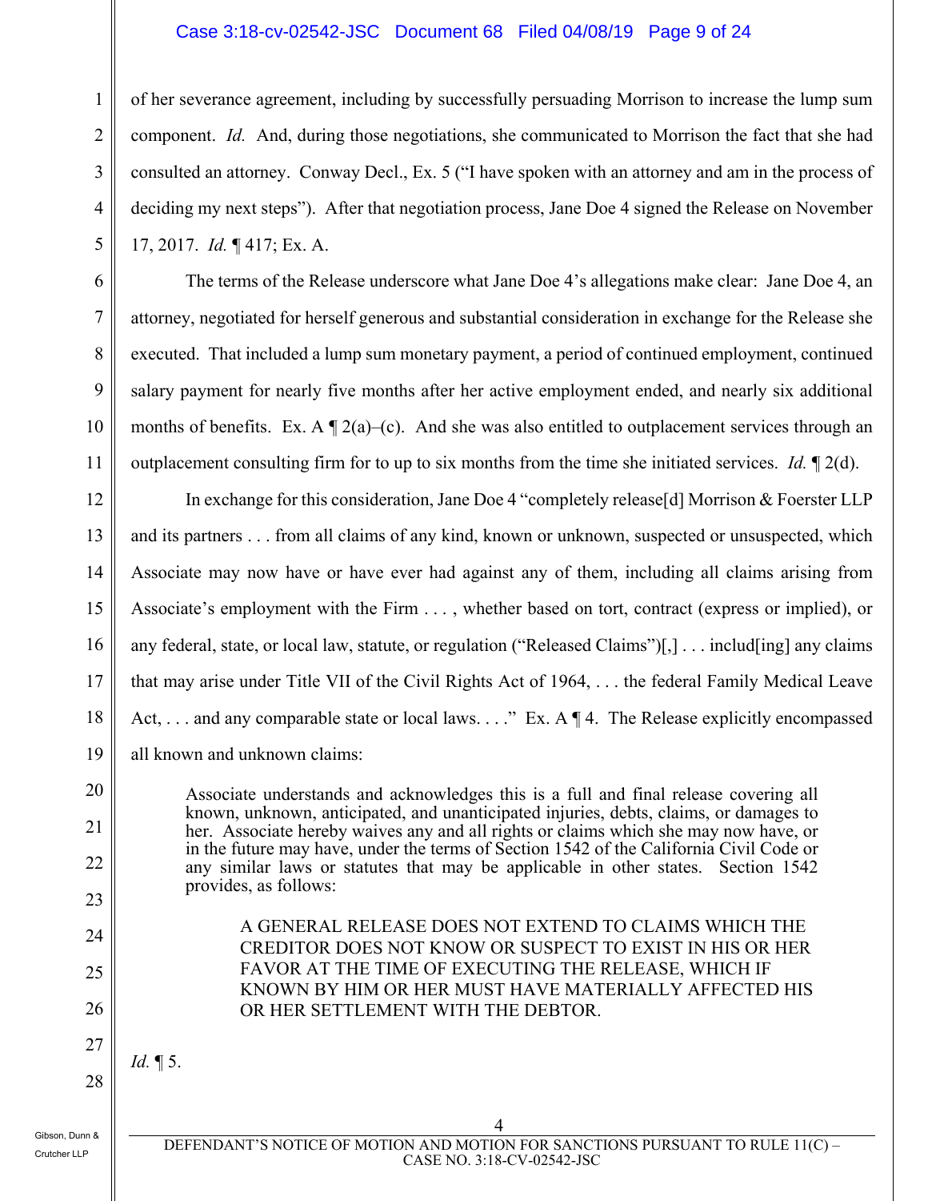of her severance agreement, including by successfully persuading Morrison to increase the lump sum component. *Id.* And, during those negotiations, she communicated to Morrison the fact that she had consulted an attorney. Conway Decl., Ex. 5 ("I have spoken with an attorney and am in the process of deciding my next steps"). After that negotiation process, Jane Doe 4 signed the Release on November 17, 2017. *Id.* ¶ 417; Ex. A.

The terms of the Release underscore what Jane Doe 4's allegations make clear: Jane Doe 4, an attorney, negotiated for herself generous and substantial consideration in exchange for the Release she executed. That included a lump sum monetary payment, a period of continued employment, continued salary payment for nearly five months after her active employment ended, and nearly six additional months of benefits. Ex. A ¶ 2(a)–(c). And she was also entitled to outplacement services through an outplacement consulting firm for to up to six months from the time she initiated services. *Id.* ¶ 2(d).

In exchange for this consideration, Jane Doe 4 "completely release[d] Morrison & Foerster LLP and its partners . . . from all claims of any kind, known or unknown, suspected or unsuspected, which Associate may now have or have ever had against any of them, including all claims arising from Associate's employment with the Firm . . . , whether based on tort, contract (express or implied), or any federal, state, or local law, statute, or regulation ("Released Claims")[,] . . . includ[ing] any claims that may arise under Title VII of the Civil Rights Act of 1964, . . . the federal Family Medical Leave Act, . . . and any comparable state or local laws. . . ." Ex. A ¶ 4. The Release explicitly encompassed all known and unknown claims:

> Associate understands and acknowledges this is a full and final release covering all known, unknown, anticipated, and unanticipated injuries, debts, claims, or damages to her. Associate hereby waives any and all rights or claims which she may now have, or in the future may have, under the terms of Section 1542 of the California Civil Code or any similar laws or statutes that may be applicable in other states. Section 1542 provides, as follows:
>
> > A GENERAL RELEASE DOES NOT EXTEND TO CLAIMS WHICH THE CREDITOR DOES NOT KNOW OR SUSPECT TO EXIST IN HIS OR HER FAVOR AT THE TIME OF EXECUTING THE RELEASE, WHICH IF KNOWN BY HIM OR HER MUST HAVE MATERIALLY AFFECTED HIS OR HER SETTLEMENT WITH THE DEBTOR.

*Id.* ¶ 5.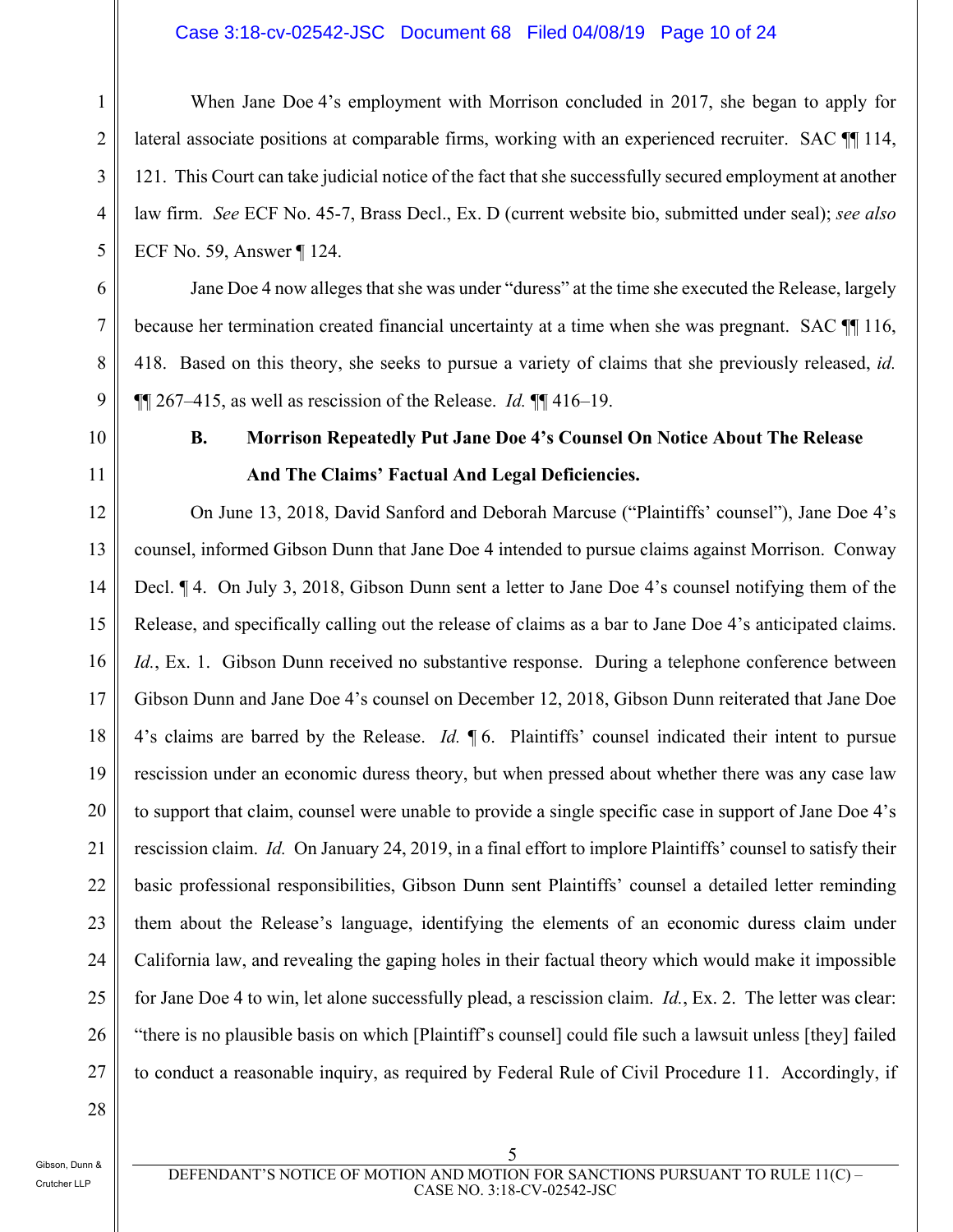When Jane Doe 4's employment with Morrison concluded in 2017, she began to apply for lateral associate positions at comparable firms, working with an experienced recruiter. SAC ¶¶ 114, 121. This Court can take judicial notice of the fact that she successfully secured employment at another law firm. *See* ECF No. 45-7, Brass Decl., Ex. D (current website bio, submitted under seal); *see also* ECF No. 59, Answer ¶ 124.

Jane Doe 4 now alleges that she was under "duress" at the time she executed the Release, largely because her termination created financial uncertainty at a time when she was pregnant. SAC ¶¶ 116, 418. Based on this theory, she seeks to pursue a variety of claims that she previously released, *id.* ¶¶ 267–415, as well as rescission of the Release. *Id.* ¶¶ 416–19.

### B. Morrison Repeatedly Put Jane Doe 4's Counsel On Notice About The Release And The Claims' Factual And Legal Deficiencies.

On June 13, 2018, David Sanford and Deborah Marcuse ("Plaintiffs' counsel"), Jane Doe 4's counsel, informed Gibson Dunn that Jane Doe 4 intended to pursue claims against Morrison. Conway Decl. ¶ 4. On July 3, 2018, Gibson Dunn sent a letter to Jane Doe 4's counsel notifying them of the Release, and specifically calling out the release of claims as a bar to Jane Doe 4's anticipated claims. *Id.*, Ex. 1. Gibson Dunn received no substantive response. During a telephone conference between Gibson Dunn and Jane Doe 4's counsel on December 12, 2018, Gibson Dunn reiterated that Jane Doe 4's claims are barred by the Release. *Id.* ¶ 6. Plaintiffs' counsel indicated their intent to pursue rescission under an economic duress theory, but when pressed about whether there was any case law to support that claim, counsel were unable to provide a single specific case in support of Jane Doe 4's rescission claim. *Id.* On January 24, 2019, in a final effort to implore Plaintiffs' counsel to satisfy their basic professional responsibilities, Gibson Dunn sent Plaintiffs' counsel a detailed letter reminding them about the Release's language, identifying the elements of an economic duress claim under California law, and revealing the gaping holes in their factual theory which would make it impossible for Jane Doe 4 to win, let alone successfully plead, a rescission claim. *Id.*, Ex. 2. The letter was clear: "there is no plausible basis on which [Plaintiff's counsel] could file such a lawsuit unless [they] failed to conduct a reasonable inquiry, as required by Federal Rule of Civil Procedure 11. Accordingly, if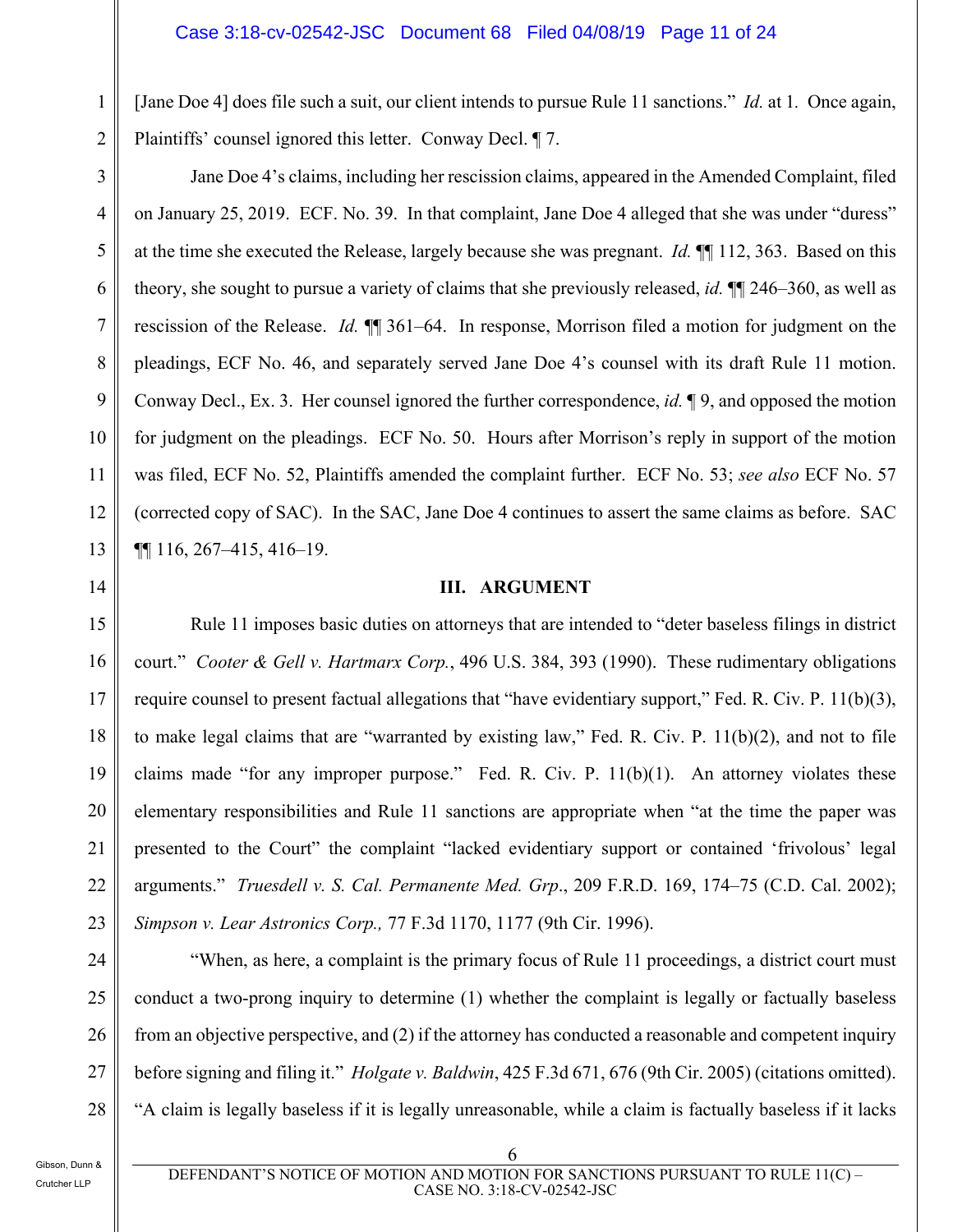[Jane Doe 4] does file such a suit, our client intends to pursue Rule 11 sanctions." *Id.* at 1. Once again, Plaintiffs' counsel ignored this letter. Conway Decl. ¶ 7.

Jane Doe 4's claims, including her rescission claims, appeared in the Amended Complaint, filed on January 25, 2019. ECF. No. 39. In that complaint, Jane Doe 4 alleged that she was under "duress" at the time she executed the Release, largely because she was pregnant. *Id.* ¶¶ 112, 363. Based on this theory, she sought to pursue a variety of claims that she previously released, *id.* ¶¶ 246–360, as well as rescission of the Release. *Id.* ¶¶ 361–64. In response, Morrison filed a motion for judgment on the pleadings, ECF No. 46, and separately served Jane Doe 4's counsel with its draft Rule 11 motion. Conway Decl., Ex. 3. Her counsel ignored the further correspondence, *id.* ¶ 9, and opposed the motion for judgment on the pleadings. ECF No. 50. Hours after Morrison's reply in support of the motion was filed, ECF No. 52, Plaintiffs amended the complaint further. ECF No. 53; *see also* ECF No. 57 (corrected copy of SAC). In the SAC, Jane Doe 4 continues to assert the same claims as before. SAC ¶¶ 116, 267–415, 416–19.

## III. ARGUMENT

Rule 11 imposes basic duties on attorneys that are intended to "deter baseless filings in district court." *Cooter & Gell v. Hartmarx Corp.*, 496 U.S. 384, 393 (1990). These rudimentary obligations require counsel to present factual allegations that "have evidentiary support," Fed. R. Civ. P. 11(b)(3), to make legal claims that are "warranted by existing law," Fed. R. Civ. P. 11(b)(2), and not to file claims made "for any improper purpose." Fed. R. Civ. P. 11(b)(1). An attorney violates these elementary responsibilities and Rule 11 sanctions are appropriate when "at the time the paper was presented to the Court" the complaint "lacked evidentiary support or contained 'frivolous' legal arguments." *Truesdell v. S. Cal. Permanente Med. Grp*., 209 F.R.D. 169, 174–75 (C.D. Cal. 2002); *Simpson v. Lear Astronics Corp.,* 77 F.3d 1170, 1177 (9th Cir. 1996).

"When, as here, a complaint is the primary focus of Rule 11 proceedings, a district court must conduct a two-prong inquiry to determine (1) whether the complaint is legally or factually baseless from an objective perspective, and (2) if the attorney has conducted a reasonable and competent inquiry before signing and filing it." *Holgate v. Baldwin*, 425 F.3d 671, 676 (9th Cir. 2005) (citations omitted). "A claim is legally baseless if it is legally unreasonable, while a claim is factually baseless if it lacks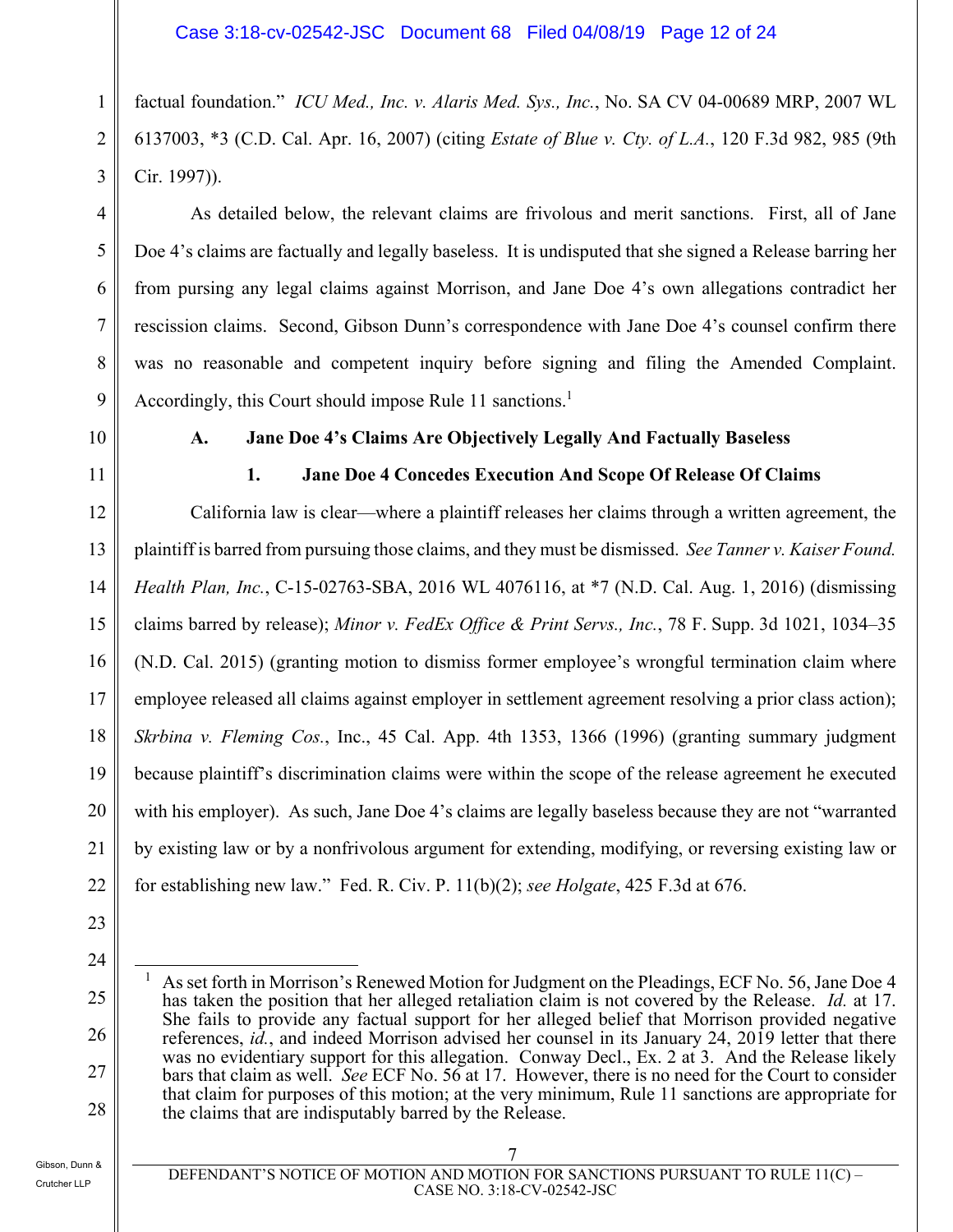factual foundation." *ICU Med., Inc. v. Alaris Med. Sys., Inc.*, No. SA CV 04-00689 MRP, 2007 WL 6137003, *3 (C.D. Cal. Apr. 16, 2007) (citing *Estate of Blue v. Cty. of L.A.*, 120 F.3d 982, 985 (9th Cir. 1997)).

As detailed below, the relevant claims are frivolous and merit sanctions. First, all of Jane Doe 4's claims are factually and legally baseless. It is undisputed that she signed a Release barring her from pursing any legal claims against Morrison, and Jane Doe 4's own allegations contradict her rescission claims. Second, Gibson Dunn's correspondence with Jane Doe 4's counsel confirm there was no reasonable and competent inquiry before signing and filing the Amended Complaint. Accordingly, this Court should impose Rule 11 sanctions.[1]

### A. Jane Doe 4's Claims Are Objectively Legally And Factually Baseless

#### 1. Jane Doe 4 Concedes Execution And Scope Of Release Of Claims

California law is clear—where a plaintiff releases her claims through a written agreement, the plaintiff is barred from pursuing those claims, and they must be dismissed. *See Tanner v. Kaiser Found. Health Plan, Inc.*, C-15-02763-SBA, 2016 WL 4076116, at *7 (N.D. Cal. Aug. 1, 2016) (dismissing claims barred by release); *Minor v. FedEx Office & Print Servs., Inc.*, 78 F. Supp. 3d 1021, 1034–35 (N.D. Cal. 2015) (granting motion to dismiss former employee's wrongful termination claim where employee released all claims against employer in settlement agreement resolving a prior class action); *Skrbina v. Fleming Cos.*, Inc., 45 Cal. App. 4th 1353, 1366 (1996) (granting summary judgment because plaintiff's discrimination claims were within the scope of the release agreement he executed with his employer). As such, Jane Doe 4's claims are legally baseless because they are not "warranted by existing law or by a nonfrivolous argument for extending, modifying, or reversing existing law or for establishing new law." Fed. R. Civ. P. 11(b)(2); *see Holgate*, 425 F.3d at 676.

---

[1] As set forth in Morrison's Renewed Motion for Judgment on the Pleadings, ECF No. 56, Jane Doe 4 has taken the position that her alleged retaliation claim is not covered by the Release. *Id.* at 17. She fails to provide any factual support for her alleged belief that Morrison provided negative references, *id.*, and indeed Morrison advised her counsel in its January 24, 2019 letter that there was no evidentiary support for this allegation. Conway Decl., Ex. 2 at 3. And the Release likely bars that claim as well. *See* ECF No. 56 at 17. However, there is no need for the Court to consider that claim for purposes of this motion; at the very minimum, Rule 11 sanctions are appropriate for the claims that are indisputably barred by the Release.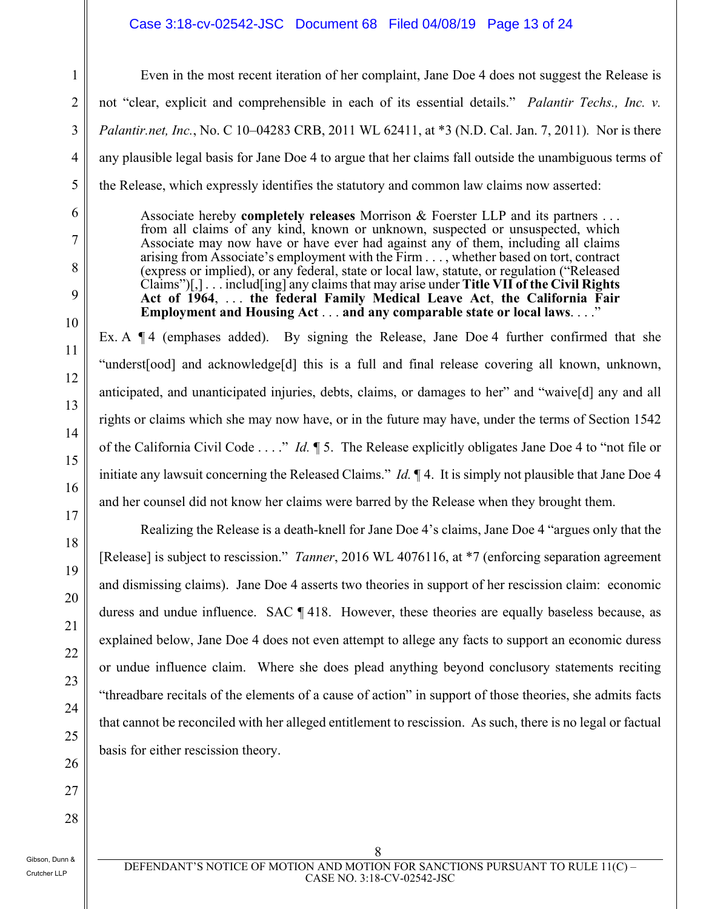Even in the most recent iteration of her complaint, Jane Doe 4 does not suggest the Release is not "clear, explicit and comprehensible in each of its essential details." *Palantir Techs., Inc. v. Palantir.net, Inc.*, No. C 10–04283 CRB, 2011 WL 62411, at *3 (N.D. Cal. Jan. 7, 2011). Nor is there any plausible legal basis for Jane Doe 4 to argue that her claims fall outside the unambiguous terms of the Release, which expressly identifies the statutory and common law claims now asserted:

> Associate hereby **completely releases** Morrison & Foerster LLP and its partners . . . from all claims of any kind, known or unknown, suspected or unsuspected, which Associate may now have or have ever had against any of them, including all claims arising from Associate's employment with the Firm . . . , whether based on tort, contract (express or implied), or any federal, state or local law, statute, or regulation ("Released Claims")[,] . . . includ[ing] any claims that may arise under **Title VII of the Civil Rights Act of 1964**, . . . **the federal Family Medical Leave Act**, **the California Fair Employment and Housing Act** . . . **and any comparable state or local laws**. . . ."

Ex. A ¶ 4 (emphases added). By signing the Release, Jane Doe 4 further confirmed that she "underst[ood] and acknowledge[d] this is a full and final release covering all known, unknown, anticipated, and unanticipated injuries, debts, claims, or damages to her" and "waive[d] any and all rights or claims which she may now have, or in the future may have, under the terms of Section 1542 of the California Civil Code . . . ." *Id.* ¶ 5. The Release explicitly obligates Jane Doe 4 to "not file or initiate any lawsuit concerning the Released Claims." *Id.* ¶ 4. It is simply not plausible that Jane Doe 4 and her counsel did not know her claims were barred by the Release when they brought them.

Realizing the Release is a death-knell for Jane Doe 4's claims, Jane Doe 4 "argues only that the [Release] is subject to rescission." *Tanner*, 2016 WL 4076116, at *7 (enforcing separation agreement and dismissing claims). Jane Doe 4 asserts two theories in support of her rescission claim: economic duress and undue influence. SAC ¶ 418. However, these theories are equally baseless because, as explained below, Jane Doe 4 does not even attempt to allege any facts to support an economic duress or undue influence claim. Where she does plead anything beyond conclusory statements reciting "threadbare recitals of the elements of a cause of action" in support of those theories, she admits facts that cannot be reconciled with her alleged entitlement to rescission. As such, there is no legal or factual basis for either rescission theory.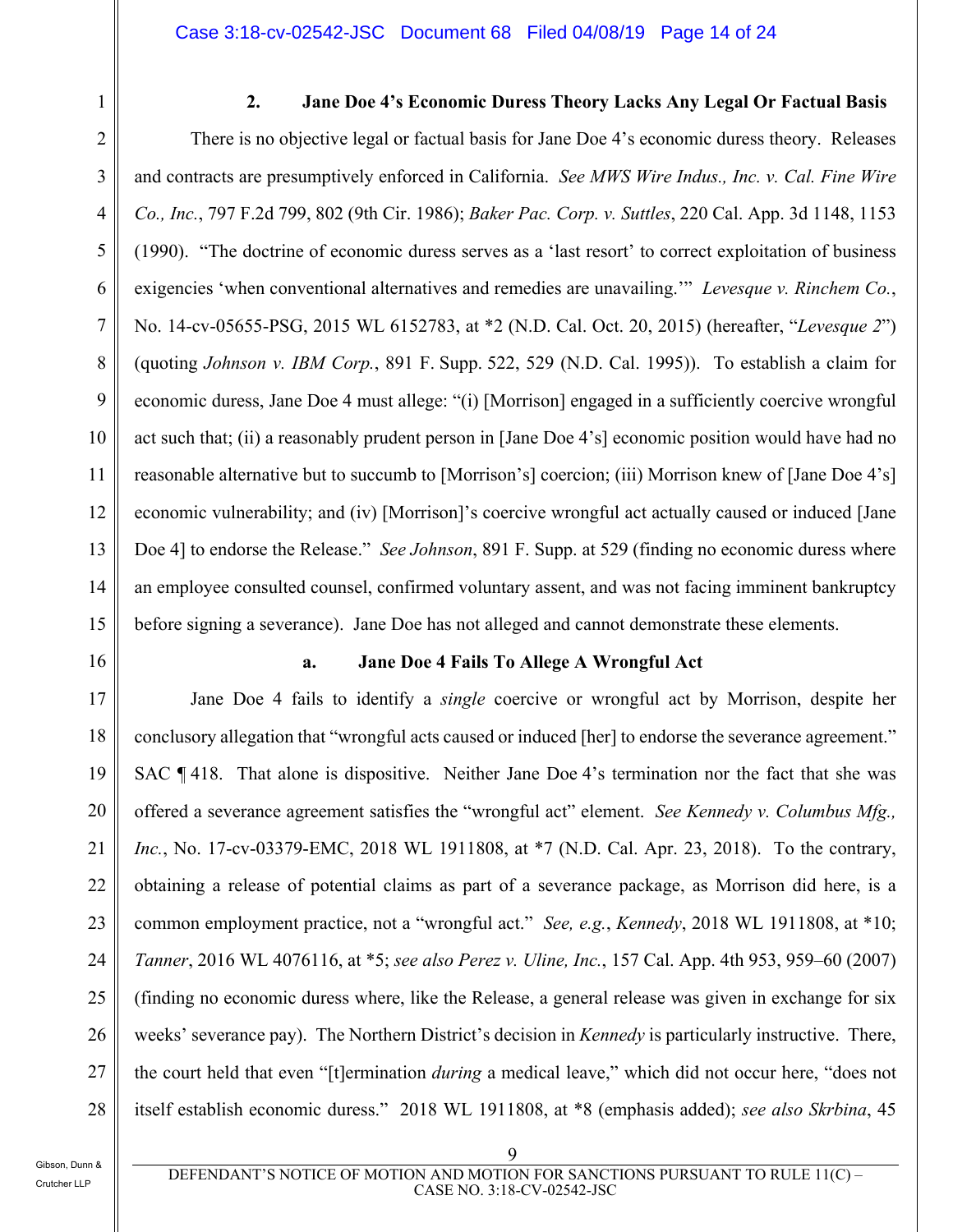### 2. Jane Doe 4's Economic Duress Theory Lacks Any Legal Or Factual Basis

There is no objective legal or factual basis for Jane Doe 4's economic duress theory. Releases and contracts are presumptively enforced in California. *See MWS Wire Indus., Inc. v. Cal. Fine Wire Co., Inc.*, 797 F.2d 799, 802 (9th Cir. 1986); *Baker Pac. Corp. v. Suttles*, 220 Cal. App. 3d 1148, 1153 (1990). "The doctrine of economic duress serves as a 'last resort' to correct exploitation of business exigencies 'when conventional alternatives and remedies are unavailing.'" *Levesque v. Rinchem Co.*, No. 14-cv-05655-PSG, 2015 WL 6152783, at *2 (N.D. Cal. Oct. 20, 2015) (hereafter, "*Levesque 2*") (quoting *Johnson v. IBM Corp.*, 891 F. Supp. 522, 529 (N.D. Cal. 1995)). To establish a claim for economic duress, Jane Doe 4 must allege: "(i) [Morrison] engaged in a sufficiently coercive wrongful act such that; (ii) a reasonably prudent person in [Jane Doe 4's] economic position would have had no reasonable alternative but to succumb to [Morrison's] coercion; (iii) Morrison knew of [Jane Doe 4's] economic vulnerability; and (iv) [Morrison]'s coercive wrongful act actually caused or induced [Jane Doe 4] to endorse the Release." *See Johnson*, 891 F. Supp. at 529 (finding no economic duress where an employee consulted counsel, confirmed voluntary assent, and was not facing imminent bankruptcy before signing a severance). Jane Doe has not alleged and cannot demonstrate these elements.

#### a. Jane Doe 4 Fails To Allege A Wrongful Act

Jane Doe 4 fails to identify a *single* coercive or wrongful act by Morrison, despite her conclusory allegation that "wrongful acts caused or induced [her] to endorse the severance agreement." SAC ¶ 418. That alone is dispositive. Neither Jane Doe 4's termination nor the fact that she was offered a severance agreement satisfies the "wrongful act" element. *See Kennedy v. Columbus Mfg., Inc.*, No. 17-cv-03379-EMC, 2018 WL 1911808, at *7 (N.D. Cal. Apr. 23, 2018). To the contrary, obtaining a release of potential claims as part of a severance package, as Morrison did here, is a common employment practice, not a "wrongful act." *See, e.g.*, *Kennedy*, 2018 WL 1911808, at *10; *Tanner*, 2016 WL 4076116, at *5; *see also Perez v. Uline, Inc.*, 157 Cal. App. 4th 953, 959–60 (2007) (finding no economic duress where, like the Release, a general release was given in exchange for six weeks' severance pay). The Northern District's decision in *Kennedy* is particularly instructive. There, the court held that even "[t]ermination *during* a medical leave," which did not occur here, "does not itself establish economic duress." 2018 WL 1911808, at *8 (emphasis added); *see also Skrbina*, 45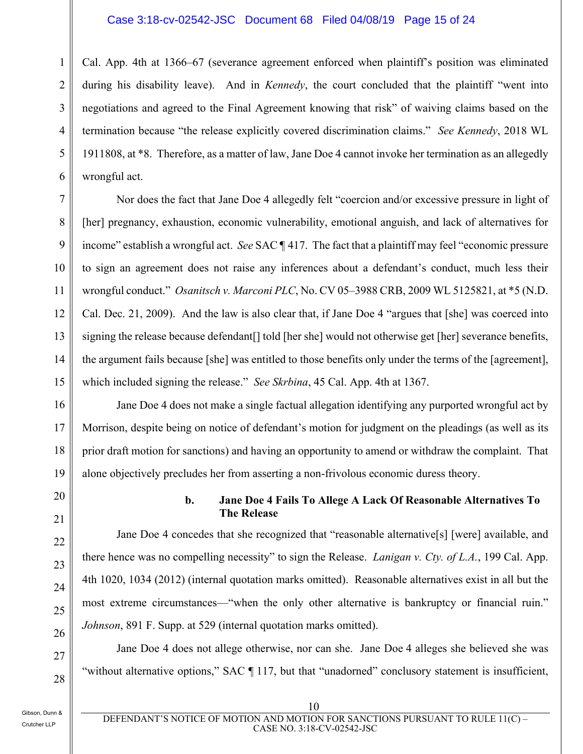Cal. App. 4th at 1366–67 (severance agreement enforced when plaintiff's position was eliminated during his disability leave). And in *Kennedy*, the court concluded that the plaintiff "went into negotiations and agreed to the Final Agreement knowing that risk" of waiving claims based on the termination because "the release explicitly covered discrimination claims." *See Kennedy*, 2018 WL 1911808, at *8. Therefore, as a matter of law, Jane Doe 4 cannot invoke her termination as an allegedly wrongful act.

Nor does the fact that Jane Doe 4 allegedly felt "coercion and/or excessive pressure in light of [her] pregnancy, exhaustion, economic vulnerability, emotional anguish, and lack of alternatives for income" establish a wrongful act. *See* SAC ¶ 417. The fact that a plaintiff may feel "economic pressure to sign an agreement does not raise any inferences about a defendant's conduct, much less their wrongful conduct." *Osanitsch v. Marconi PLC*, No. CV 05–3988 CRB, 2009 WL 5125821, at *5 (N.D. Cal. Dec. 21, 2009). And the law is also clear that, if Jane Doe 4 "argues that [she] was coerced into signing the release because defendant[] told [her she] would not otherwise get [her] severance benefits, the argument fails because [she] was entitled to those benefits only under the terms of the [agreement], which included signing the release." *See Skrbina*, 45 Cal. App. 4th at 1367.

Jane Doe 4 does not make a single factual allegation identifying any purported wrongful act by Morrison, despite being on notice of defendant's motion for judgment on the pleadings (as well as its prior draft motion for sanctions) and having an opportunity to amend or withdraw the complaint. That alone objectively precludes her from asserting a non-frivolous economic duress theory.

**b. Jane Doe 4 Fails To Allege A Lack Of Reasonable Alternatives To The Release**

Jane Doe 4 concedes that she recognized that "reasonable alternative[s] [were] available, and there hence was no compelling necessity" to sign the Release. *Lanigan v. Cty. of L.A.*, 199 Cal. App. 4th 1020, 1034 (2012) (internal quotation marks omitted). Reasonable alternatives exist in all but the most extreme circumstances—"when the only other alternative is bankruptcy or financial ruin." *Johnson*, 891 F. Supp. at 529 (internal quotation marks omitted).

Jane Doe 4 does not allege otherwise, nor can she. Jane Doe 4 alleges she believed she was "without alternative options," SAC ¶ 117, but that "unadorned" conclusory statement is insufficient,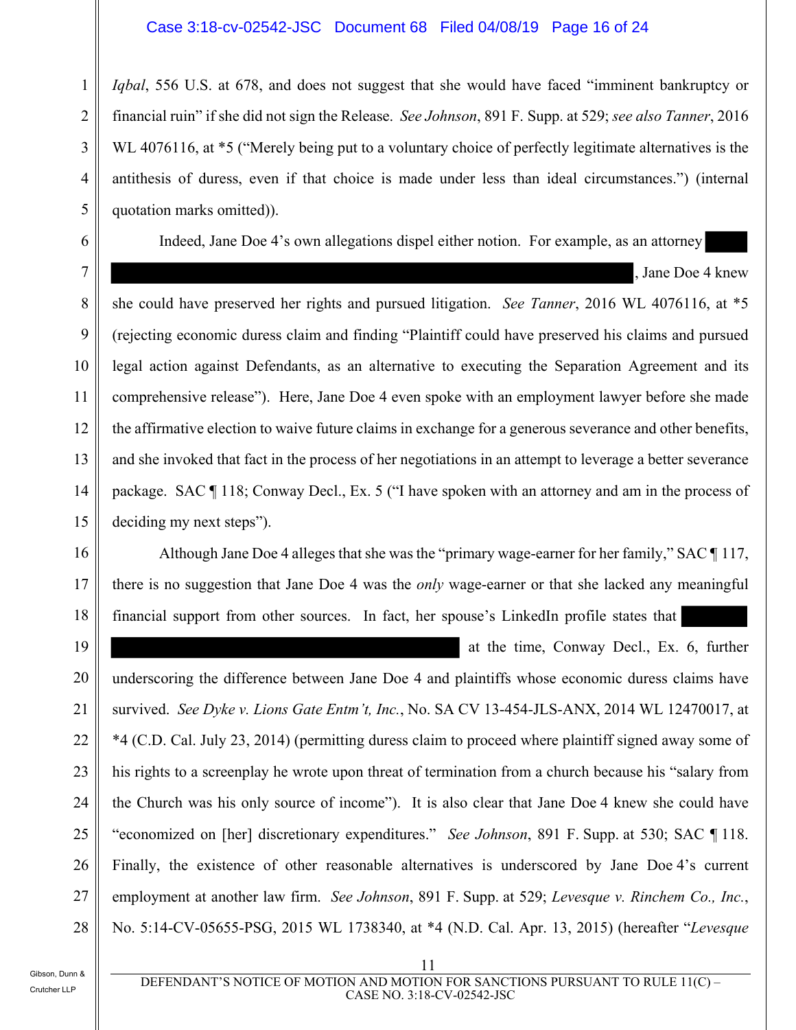*Iqbal*, 556 U.S. at 678, and does not suggest that she would have faced "imminent bankruptcy or financial ruin" if she did not sign the Release. *See Johnson*, 891 F. Supp. at 529; *see also Tanner*, 2016 WL 4076116, at *5 ("Merely being put to a voluntary choice of perfectly legitimate alternatives is the antithesis of duress, even if that choice is made under less than ideal circumstances.") (internal quotation marks omitted)).

Indeed, Jane Doe 4's own allegations dispel either notion. For example, as an attorney [REDACTED], Jane Doe 4 knew she could have preserved her rights and pursued litigation. *See Tanner*, 2016 WL 4076116, at *5 (rejecting economic duress claim and finding "Plaintiff could have preserved his claims and pursued legal action against Defendants, as an alternative to executing the Separation Agreement and its comprehensive release"). Here, Jane Doe 4 even spoke with an employment lawyer before she made the affirmative election to waive future claims in exchange for a generous severance and other benefits, and she invoked that fact in the process of her negotiations in an attempt to leverage a better severance package. SAC ¶ 118; Conway Decl., Ex. 5 ("I have spoken with an attorney and am in the process of deciding my next steps").

Although Jane Doe 4 alleges that she was the "primary wage-earner for her family," SAC ¶ 117, there is no suggestion that Jane Doe 4 was the *only* wage-earner or that she lacked any meaningful financial support from other sources. In fact, her spouse's LinkedIn profile states that [REDACTED] at the time, Conway Decl., Ex. 6, further underscoring the difference between Jane Doe 4 and plaintiffs whose economic duress claims have survived. *See Dyke v. Lions Gate Entm't, Inc.*, No. SA CV 13-454-JLS-ANX, 2014 WL 12470017, at *4 (C.D. Cal. July 23, 2014) (permitting duress claim to proceed where plaintiff signed away some of his rights to a screenplay he wrote upon threat of termination from a church because his "salary from the Church was his only source of income"). It is also clear that Jane Doe 4 knew she could have "economized on [her] discretionary expenditures." *See Johnson*, 891 F. Supp. at 530; SAC ¶ 118. Finally, the existence of other reasonable alternatives is underscored by Jane Doe 4's current employment at another law firm. *See Johnson*, 891 F. Supp. at 529; *Levesque v. Rinchem Co., Inc.*, No. 5:14-CV-05655-PSG, 2015 WL 1738340, at *4 (N.D. Cal. Apr. 13, 2015) (hereafter "*Levesque*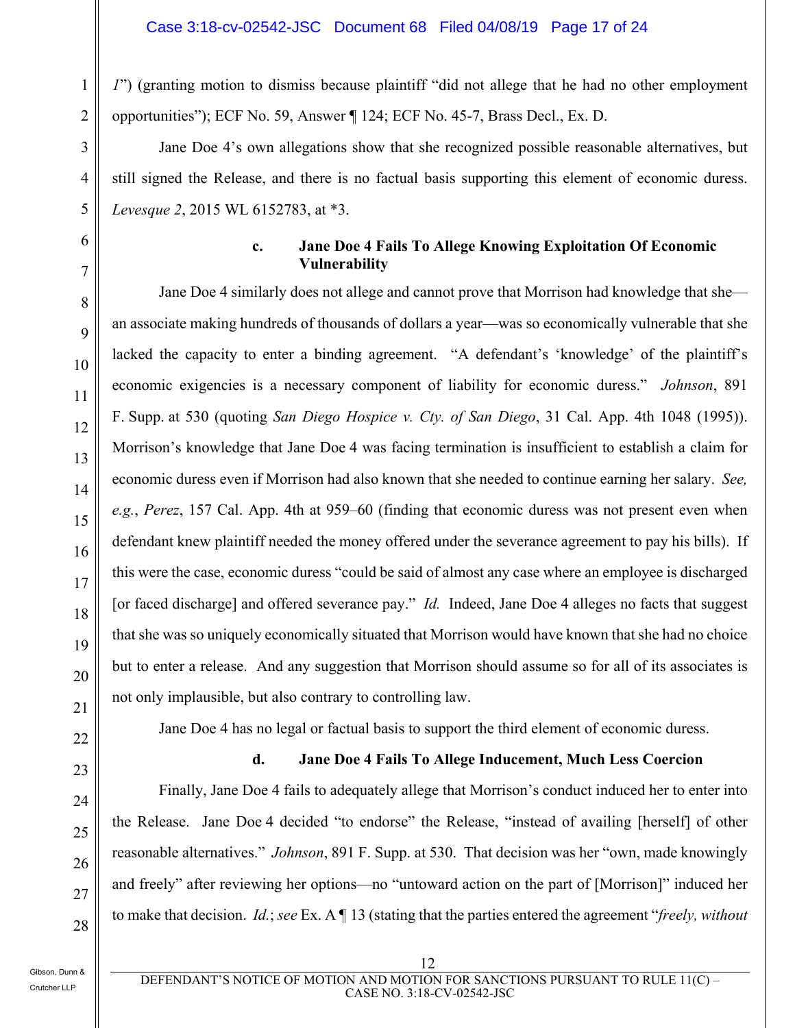*1*") (granting motion to dismiss because plaintiff "did not allege that he had no other employment opportunities"); ECF No. 59, Answer ¶ 124; ECF No. 45-7, Brass Decl., Ex. D.

Jane Doe 4's own allegations show that she recognized possible reasonable alternatives, but still signed the Release, and there is no factual basis supporting this element of economic duress. *Levesque 2*, 2015 WL 6152783, at *3.

#### c. Jane Doe 4 Fails To Allege Knowing Exploitation Of Economic Vulnerability

Jane Doe 4 similarly does not allege and cannot prove that Morrison had knowledge that she—an associate making hundreds of thousands of dollars a year—was so economically vulnerable that she lacked the capacity to enter a binding agreement. "A defendant's 'knowledge' of the plaintiff's economic exigencies is a necessary component of liability for economic duress." *Johnson*, 891 F. Supp. at 530 (quoting *San Diego Hospice v. Cty. of San Diego*, 31 Cal. App. 4th 1048 (1995)). Morrison's knowledge that Jane Doe 4 was facing termination is insufficient to establish a claim for economic duress even if Morrison had also known that she needed to continue earning her salary. *See, e.g.*, *Perez*, 157 Cal. App. 4th at 959–60 (finding that economic duress was not present even when defendant knew plaintiff needed the money offered under the severance agreement to pay his bills). If this were the case, economic duress "could be said of almost any case where an employee is discharged [or faced discharge] and offered severance pay." *Id.* Indeed, Jane Doe 4 alleges no facts that suggest that she was so uniquely economically situated that Morrison would have known that she had no choice but to enter a release. And any suggestion that Morrison should assume so for all of its associates is not only implausible, but also contrary to controlling law.

Jane Doe 4 has no legal or factual basis to support the third element of economic duress.

#### d. Jane Doe 4 Fails To Allege Inducement, Much Less Coercion

Finally, Jane Doe 4 fails to adequately allege that Morrison's conduct induced her to enter into the Release. Jane Doe 4 decided "to endorse" the Release, "instead of availing [herself] of other reasonable alternatives." *Johnson*, 891 F. Supp. at 530. That decision was her "own, made knowingly and freely" after reviewing her options—no "untoward action on the part of [Morrison]" induced her to make that decision. *Id.*; *see* Ex. A ¶ 13 (stating that the parties entered the agreement "*freely, without*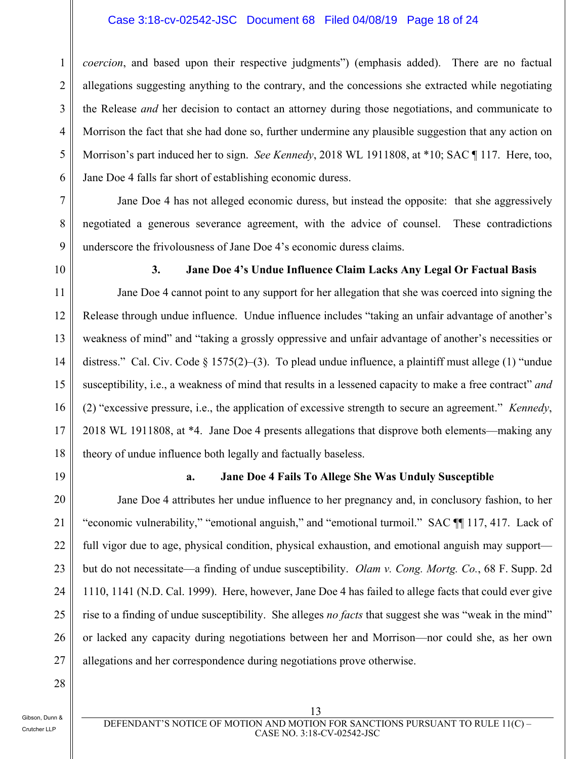*coercion*, and based upon their respective judgments") (emphasis added). There are no factual allegations suggesting anything to the contrary, and the concessions she extracted while negotiating the Release *and* her decision to contact an attorney during those negotiations, and communicate to Morrison the fact that she had done so, further undermine any plausible suggestion that any action on Morrison's part induced her to sign. *See Kennedy*, 2018 WL 1911808, at *10; SAC ¶ 117. Here, too, Jane Doe 4 falls far short of establishing economic duress.

Jane Doe 4 has not alleged economic duress, but instead the opposite: that she aggressively negotiated a generous severance agreement, with the advice of counsel. These contradictions underscore the frivolousness of Jane Doe 4's economic duress claims.

### 3. Jane Doe 4's Undue Influence Claim Lacks Any Legal Or Factual Basis

Jane Doe 4 cannot point to any support for her allegation that she was coerced into signing the Release through undue influence. Undue influence includes "taking an unfair advantage of another's weakness of mind" and "taking a grossly oppressive and unfair advantage of another's necessities or distress." Cal. Civ. Code § 1575(2)–(3). To plead undue influence, a plaintiff must allege (1) "undue susceptibility, i.e., a weakness of mind that results in a lessened capacity to make a free contract" *and* (2) "excessive pressure, i.e., the application of excessive strength to secure an agreement." *Kennedy*, 2018 WL 1911808, at *4. Jane Doe 4 presents allegations that disprove both elements—making any theory of undue influence both legally and factually baseless.

#### a. Jane Doe 4 Fails To Allege She Was Unduly Susceptible

Jane Doe 4 attributes her undue influence to her pregnancy and, in conclusory fashion, to her "economic vulnerability," "emotional anguish," and "emotional turmoil." SAC ¶¶ 117, 417. Lack of full vigor due to age, physical condition, physical exhaustion, and emotional anguish may support—but do not necessitate—a finding of undue susceptibility. *Olam v. Cong. Mortg. Co.*, 68 F. Supp. 2d 1110, 1141 (N.D. Cal. 1999). Here, however, Jane Doe 4 has failed to allege facts that could ever give rise to a finding of undue susceptibility. She alleges *no facts* that suggest she was "weak in the mind" or lacked any capacity during negotiations between her and Morrison—nor could she, as her own allegations and her correspondence during negotiations prove otherwise.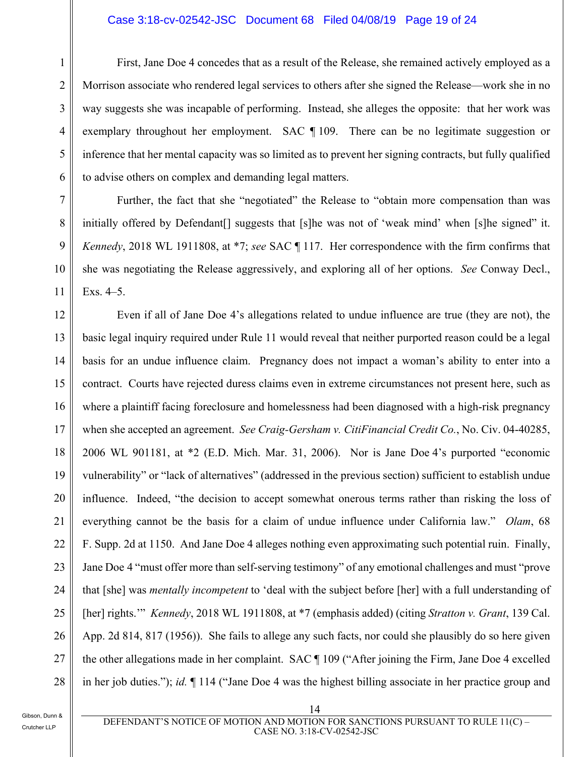First, Jane Doe 4 concedes that as a result of the Release, she remained actively employed as a Morrison associate who rendered legal services to others after she signed the Release—work she in no way suggests she was incapable of performing. Instead, she alleges the opposite: that her work was exemplary throughout her employment. SAC ¶ 109. There can be no legitimate suggestion or inference that her mental capacity was so limited as to prevent her signing contracts, but fully qualified to advise others on complex and demanding legal matters.

Further, the fact that she "negotiated" the Release to "obtain more compensation than was initially offered by Defendant[] suggests that [s]he was not of 'weak mind' when [s]he signed" it. *Kennedy*, 2018 WL 1911808, at *7; *see* SAC ¶ 117. Her correspondence with the firm confirms that she was negotiating the Release aggressively, and exploring all of her options. *See* Conway Decl., Exs. 4–5.

Even if all of Jane Doe 4's allegations related to undue influence are true (they are not), the basic legal inquiry required under Rule 11 would reveal that neither purported reason could be a legal basis for an undue influence claim. Pregnancy does not impact a woman's ability to enter into a contract. Courts have rejected duress claims even in extreme circumstances not present here, such as where a plaintiff facing foreclosure and homelessness had been diagnosed with a high-risk pregnancy when she accepted an agreement. *See Craig-Gersham v. CitiFinancial Credit Co.*, No. Civ. 04-40285, 2006 WL 901181, at *2 (E.D. Mich. Mar. 31, 2006). Nor is Jane Doe 4's purported "economic vulnerability" or "lack of alternatives" (addressed in the previous section) sufficient to establish undue influence. Indeed, "the decision to accept somewhat onerous terms rather than risking the loss of everything cannot be the basis for a claim of undue influence under California law." *Olam*, 68 F. Supp. 2d at 1150. And Jane Doe 4 alleges nothing even approximating such potential ruin. Finally, Jane Doe 4 "must offer more than self-serving testimony" of any emotional challenges and must "prove that [she] was *mentally incompetent* to 'deal with the subject before [her] with a full understanding of [her] rights.'" *Kennedy*, 2018 WL 1911808, at *7 (emphasis added) (citing *Stratton v. Grant*, 139 Cal. App. 2d 814, 817 (1956)). She fails to allege any such facts, nor could she plausibly do so here given the other allegations made in her complaint. SAC ¶ 109 ("After joining the Firm, Jane Doe 4 excelled in her job duties."); *id.* ¶ 114 ("Jane Doe 4 was the highest billing associate in her practice group and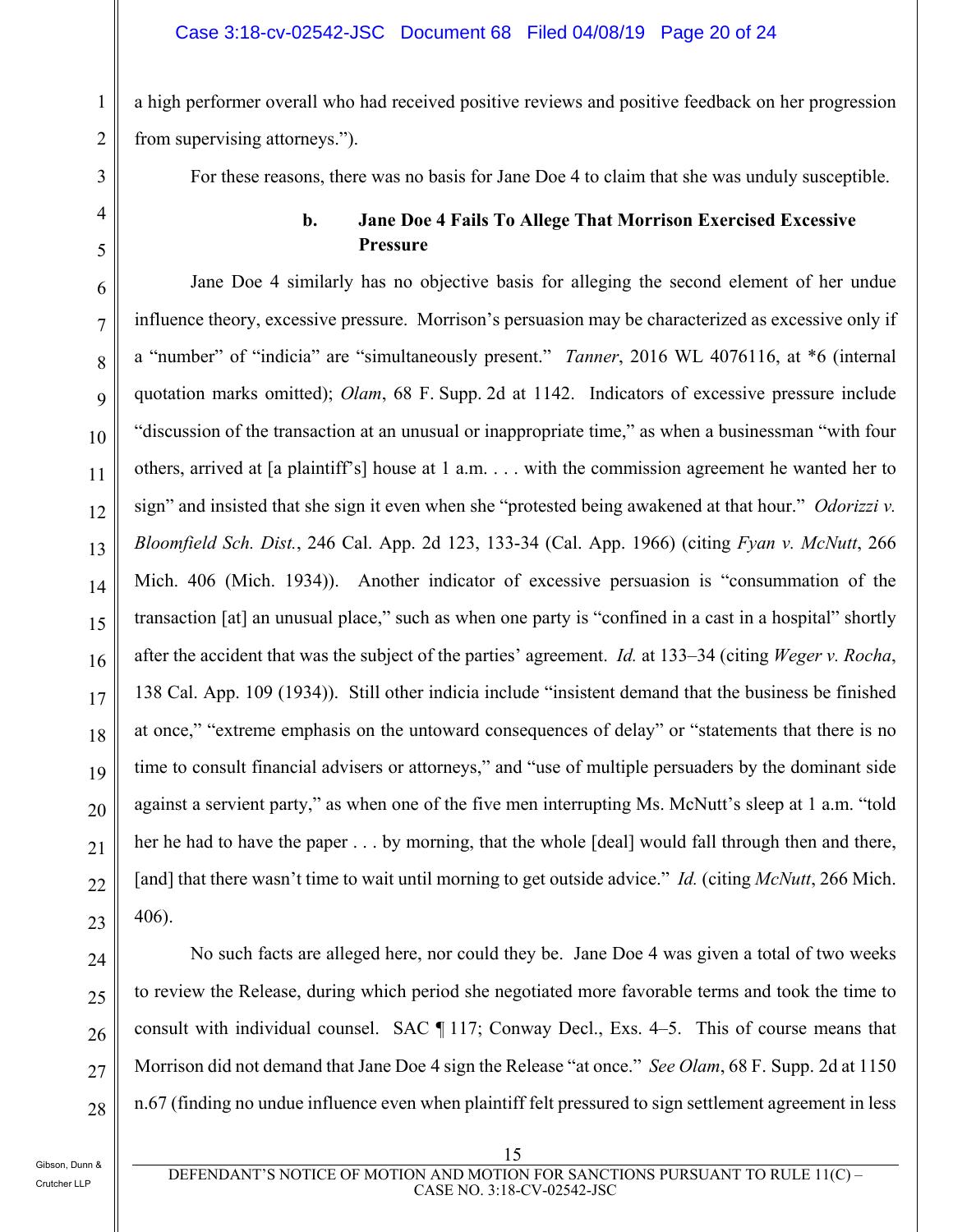a high performer overall who had received positive reviews and positive feedback on her progression from supervising attorneys.").

For these reasons, there was no basis for Jane Doe 4 to claim that she was unduly susceptible.

**b. Jane Doe 4 Fails To Allege That Morrison Exercised Excessive Pressure**

Jane Doe 4 similarly has no objective basis for alleging the second element of her undue influence theory, excessive pressure. Morrison's persuasion may be characterized as excessive only if a "number" of "indicia" are "simultaneously present." *Tanner*, 2016 WL 4076116, at *6 (internal quotation marks omitted); *Olam*, 68 F. Supp. 2d at 1142. Indicators of excessive pressure include "discussion of the transaction at an unusual or inappropriate time," as when a businessman "with four others, arrived at [a plaintiff's] house at 1 a.m. . . . with the commission agreement he wanted her to sign" and insisted that she sign it even when she "protested being awakened at that hour." *Odorizzi v. Bloomfield Sch. Dist.*, 246 Cal. App. 2d 123, 133-34 (Cal. App. 1966) (citing *Fyan v. McNutt*, 266 Mich. 406 (Mich. 1934)). Another indicator of excessive persuasion is "consummation of the transaction [at] an unusual place," such as when one party is "confined in a cast in a hospital" shortly after the accident that was the subject of the parties' agreement. *Id.* at 133–34 (citing *Weger v. Rocha*, 138 Cal. App. 109 (1934)). Still other indicia include "insistent demand that the business be finished at once," "extreme emphasis on the untoward consequences of delay" or "statements that there is no time to consult financial advisers or attorneys," and "use of multiple persuaders by the dominant side against a servient party," as when one of the five men interrupting Ms. McNutt's sleep at 1 a.m. "told her he had to have the paper . . . by morning, that the whole [deal] would fall through then and there, [and] that there wasn't time to wait until morning to get outside advice." *Id.* (citing *McNutt*, 266 Mich. 406).

No such facts are alleged here, nor could they be. Jane Doe 4 was given a total of two weeks to review the Release, during which period she negotiated more favorable terms and took the time to consult with individual counsel. SAC ¶ 117; Conway Decl., Exs. 4–5. This of course means that Morrison did not demand that Jane Doe 4 sign the Release "at once." *See Olam*, 68 F. Supp. 2d at 1150 n.67 (finding no undue influence even when plaintiff felt pressured to sign settlement agreement in less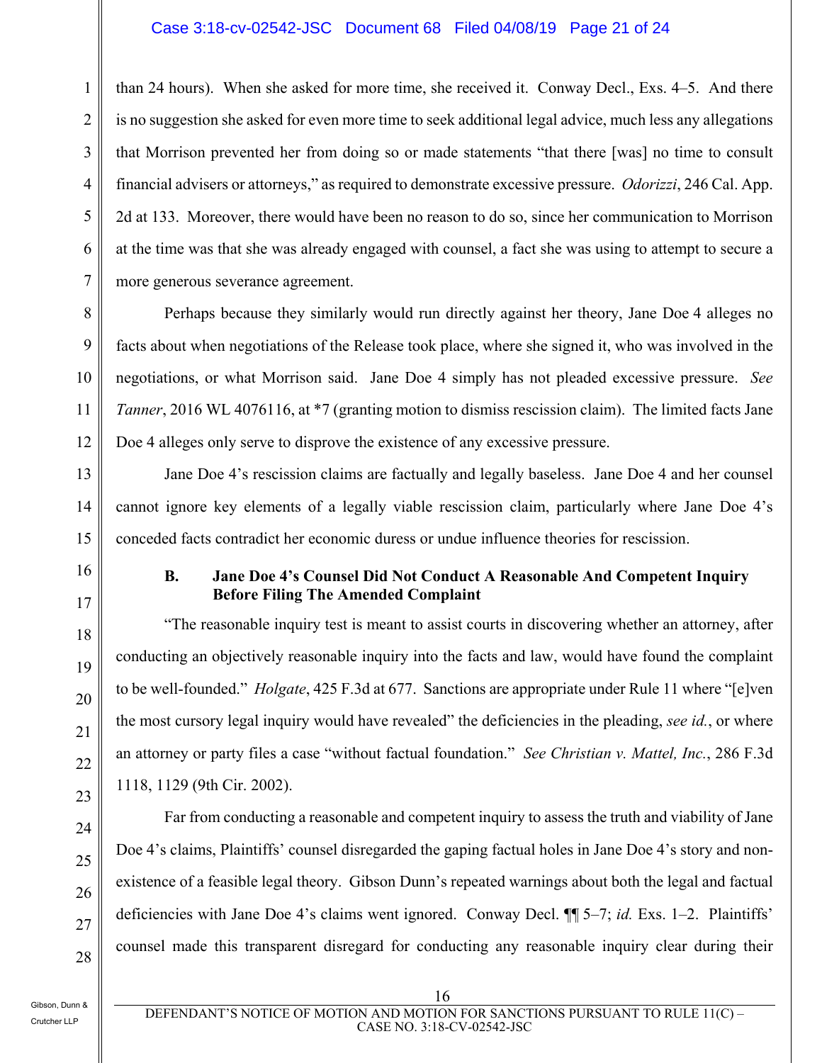than 24 hours). When she asked for more time, she received it. Conway Decl., Exs. 4–5. And there is no suggestion she asked for even more time to seek additional legal advice, much less any allegations that Morrison prevented her from doing so or made statements "that there [was] no time to consult financial advisers or attorneys," as required to demonstrate excessive pressure. *Odorizzi*, 246 Cal. App. 2d at 133. Moreover, there would have been no reason to do so, since her communication to Morrison at the time was that she was already engaged with counsel, a fact she was using to attempt to secure a more generous severance agreement.

Perhaps because they similarly would run directly against her theory, Jane Doe 4 alleges no facts about when negotiations of the Release took place, where she signed it, who was involved in the negotiations, or what Morrison said. Jane Doe 4 simply has not pleaded excessive pressure. *See Tanner*, 2016 WL 4076116, at *7 (granting motion to dismiss rescission claim). The limited facts Jane Doe 4 alleges only serve to disprove the existence of any excessive pressure.

Jane Doe 4's rescission claims are factually and legally baseless. Jane Doe 4 and her counsel cannot ignore key elements of a legally viable rescission claim, particularly where Jane Doe 4's conceded facts contradict her economic duress or undue influence theories for rescission.

### B. Jane Doe 4's Counsel Did Not Conduct A Reasonable And Competent Inquiry Before Filing The Amended Complaint

"The reasonable inquiry test is meant to assist courts in discovering whether an attorney, after conducting an objectively reasonable inquiry into the facts and law, would have found the complaint to be well-founded." *Holgate*, 425 F.3d at 677. Sanctions are appropriate under Rule 11 where "[e]ven the most cursory legal inquiry would have revealed" the deficiencies in the pleading, *see id.*, or where an attorney or party files a case "without factual foundation." *See Christian v. Mattel, Inc.*, 286 F.3d 1118, 1129 (9th Cir. 2002).

Far from conducting a reasonable and competent inquiry to assess the truth and viability of Jane Doe 4's claims, Plaintiffs' counsel disregarded the gaping factual holes in Jane Doe 4's story and non-existence of a feasible legal theory. Gibson Dunn's repeated warnings about both the legal and factual deficiencies with Jane Doe 4's claims went ignored. Conway Decl. ¶¶ 5–7; *id.* Exs. 1–2. Plaintiffs' counsel made this transparent disregard for conducting any reasonable inquiry clear during their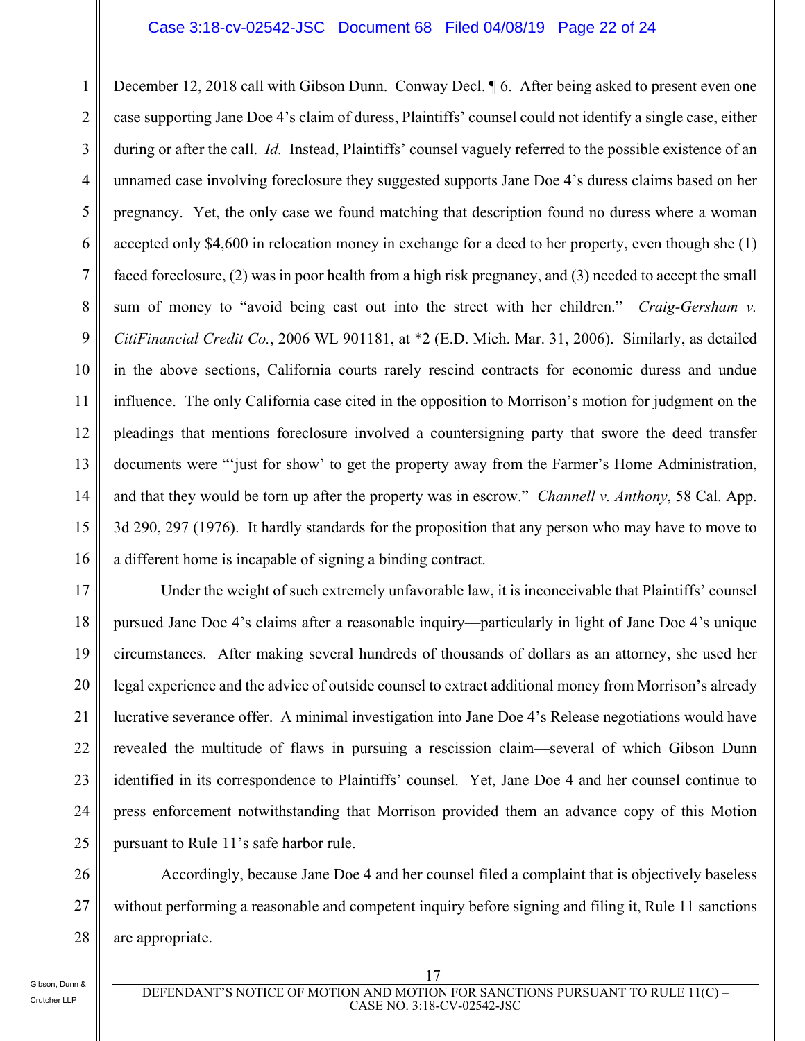December 12, 2018 call with Gibson Dunn. Conway Decl. ¶ 6. After being asked to present even one case supporting Jane Doe 4's claim of duress, Plaintiffs' counsel could not identify a single case, either during or after the call. *Id.* Instead, Plaintiffs' counsel vaguely referred to the possible existence of an unnamed case involving foreclosure they suggested supports Jane Doe 4's duress claims based on her pregnancy. Yet, the only case we found matching that description found no duress where a woman accepted only $4,600 in relocation money in exchange for a deed to her property, even though she (1) faced foreclosure, (2) was in poor health from a high risk pregnancy, and (3) needed to accept the small sum of money to "avoid being cast out into the street with her children." *Craig-Gersham v. CitiFinancial Credit Co.*, 2006 WL 901181, at *2 (E.D. Mich. Mar. 31, 2006). Similarly, as detailed in the above sections, California courts rarely rescind contracts for economic duress and undue influence. The only California case cited in the opposition to Morrison's motion for judgment on the pleadings that mentions foreclosure involved a countersigning party that swore the deed transfer documents were "'just for show' to get the property away from the Farmer's Home Administration, and that they would be torn up after the property was in escrow." *Channell v. Anthony*, 58 Cal. App. 3d 290, 297 (1976). It hardly standards for the proposition that any person who may have to move to a different home is incapable of signing a binding contract.

Under the weight of such extremely unfavorable law, it is inconceivable that Plaintiffs' counsel pursued Jane Doe 4's claims after a reasonable inquiry—particularly in light of Jane Doe 4's unique circumstances. After making several hundreds of thousands of dollars as an attorney, she used her legal experience and the advice of outside counsel to extract additional money from Morrison's already lucrative severance offer. A minimal investigation into Jane Doe 4's Release negotiations would have revealed the multitude of flaws in pursuing a rescission claim—several of which Gibson Dunn identified in its correspondence to Plaintiffs' counsel. Yet, Jane Doe 4 and her counsel continue to press enforcement notwithstanding that Morrison provided them an advance copy of this Motion pursuant to Rule 11's safe harbor rule.

Accordingly, because Jane Doe 4 and her counsel filed a complaint that is objectively baseless without performing a reasonable and competent inquiry before signing and filing it, Rule 11 sanctions are appropriate.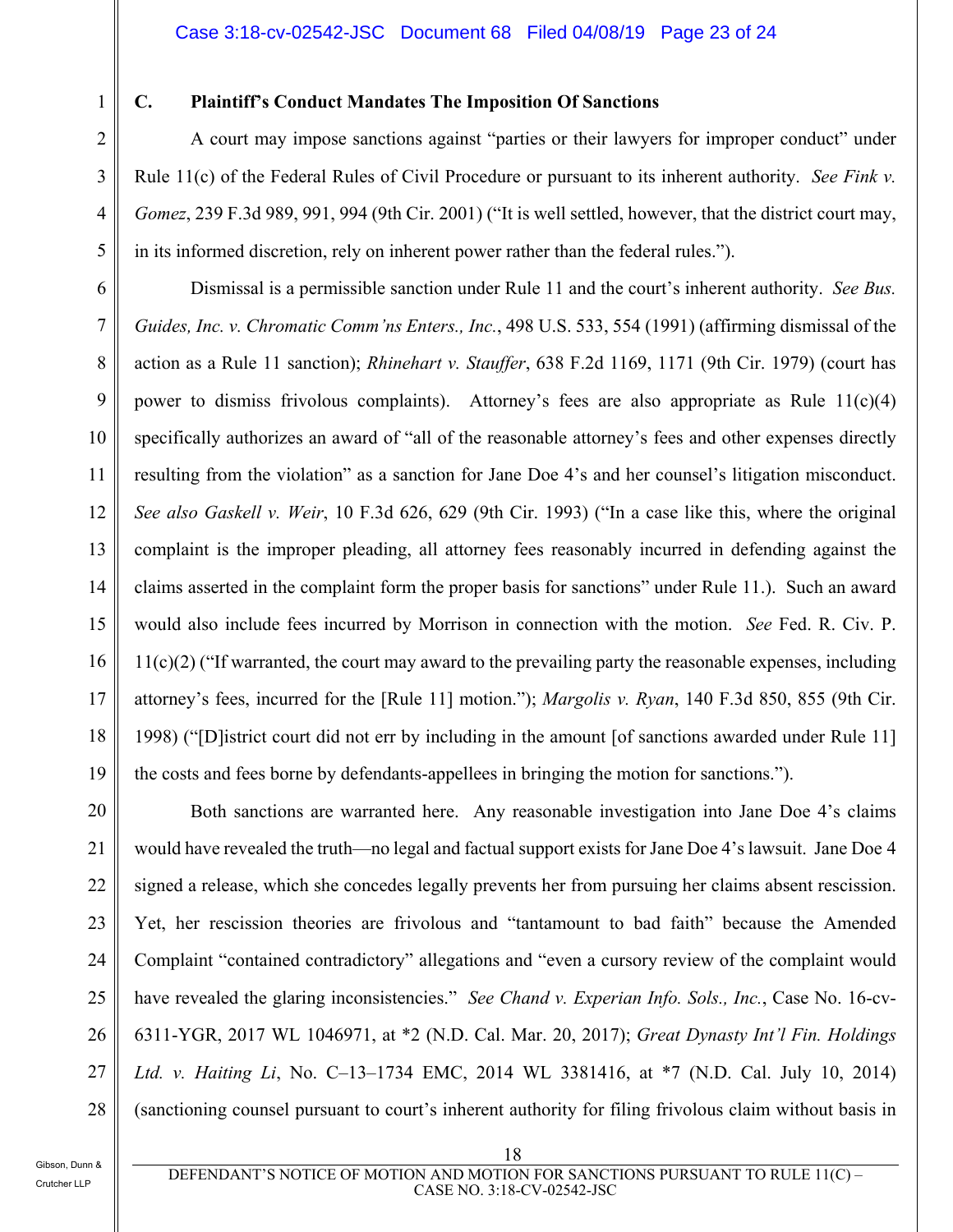### C. Plaintiff's Conduct Mandates The Imposition Of Sanctions

A court may impose sanctions against "parties or their lawyers for improper conduct" under Rule 11(c) of the Federal Rules of Civil Procedure or pursuant to its inherent authority. *See Fink v. Gomez*, 239 F.3d 989, 991, 994 (9th Cir. 2001) ("It is well settled, however, that the district court may, in its informed discretion, rely on inherent power rather than the federal rules.").

Dismissal is a permissible sanction under Rule 11 and the court's inherent authority. *See Bus. Guides, Inc. v. Chromatic Comm'ns Enters., Inc.*, 498 U.S. 533, 554 (1991) (affirming dismissal of the action as a Rule 11 sanction); *Rhinehart v. Stauffer*, 638 F.2d 1169, 1171 (9th Cir. 1979) (court has power to dismiss frivolous complaints). Attorney's fees are also appropriate as Rule 11(c)(4) specifically authorizes an award of "all of the reasonable attorney's fees and other expenses directly resulting from the violation" as a sanction for Jane Doe 4's and her counsel's litigation misconduct. *See also Gaskell v. Weir*, 10 F.3d 626, 629 (9th Cir. 1993) ("In a case like this, where the original complaint is the improper pleading, all attorney fees reasonably incurred in defending against the claims asserted in the complaint form the proper basis for sanctions" under Rule 11.). Such an award would also include fees incurred by Morrison in connection with the motion. *See* Fed. R. Civ. P. 11(c)(2) ("If warranted, the court may award to the prevailing party the reasonable expenses, including attorney's fees, incurred for the [Rule 11] motion."); *Margolis v. Ryan*, 140 F.3d 850, 855 (9th Cir. 1998) ("[D]istrict court did not err by including in the amount [of sanctions awarded under Rule 11] the costs and fees borne by defendants-appellees in bringing the motion for sanctions.").

Both sanctions are warranted here. Any reasonable investigation into Jane Doe 4's claims would have revealed the truth—no legal and factual support exists for Jane Doe 4's lawsuit. Jane Doe 4 signed a release, which she concedes legally prevents her from pursuing her claims absent rescission. Yet, her rescission theories are frivolous and "tantamount to bad faith" because the Amended Complaint "contained contradictory" allegations and "even a cursory review of the complaint would have revealed the glaring inconsistencies." *See Chand v. Experian Info. Sols., Inc.*, Case No. 16-cv-6311-YGR, 2017 WL 1046971, at \*2 (N.D. Cal. Mar. 20, 2017); *Great Dynasty Int'l Fin. Holdings Ltd. v. Haiting Li*, No. C–13–1734 EMC, 2014 WL 3381416, at \*7 (N.D. Cal. July 10, 2014) (sanctioning counsel pursuant to court's inherent authority for filing frivolous claim without basis in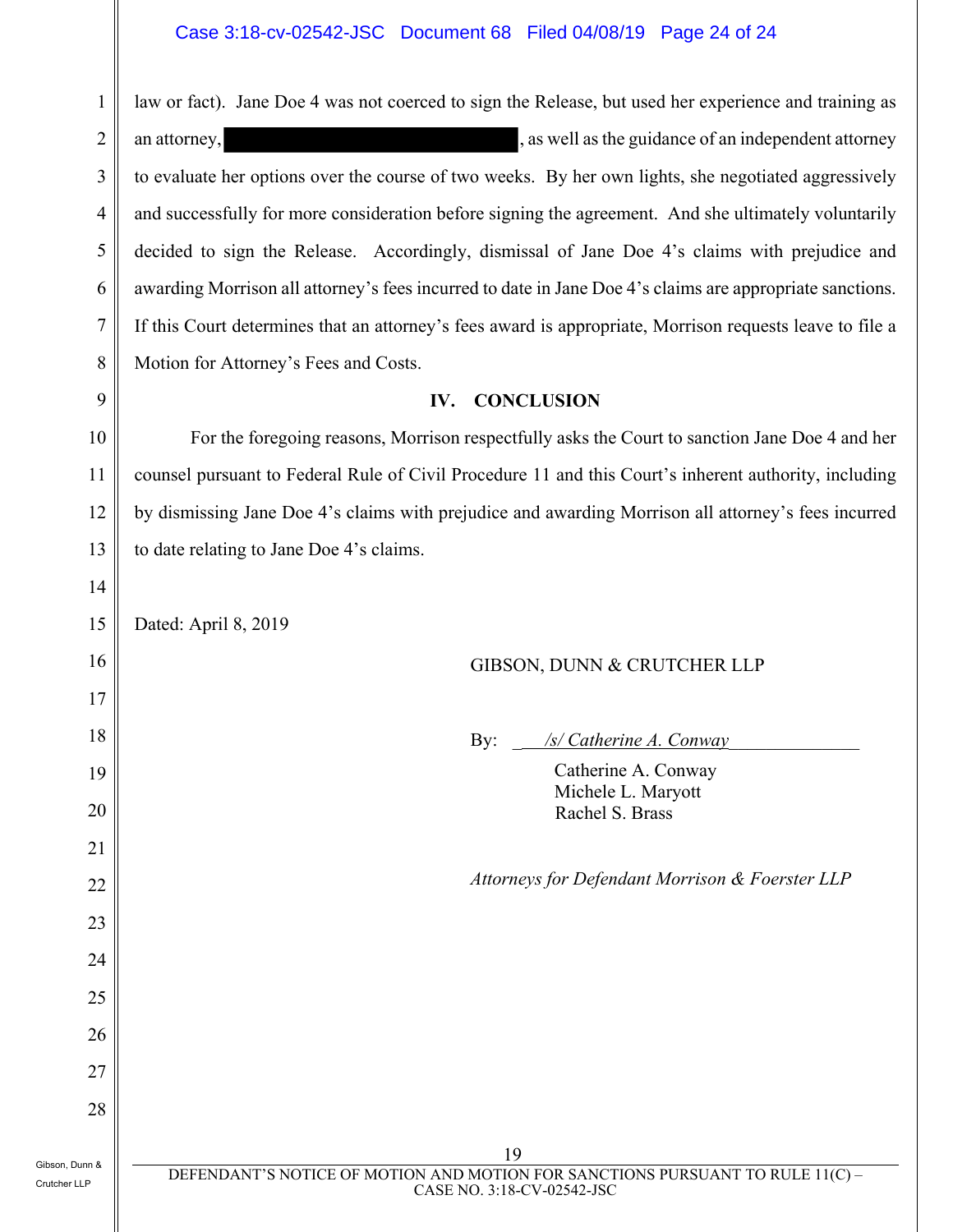law or fact). Jane Doe 4 was not coerced to sign the Release, but used her experience and training as an attorney, [REDACTED], as well as the guidance of an independent attorney to evaluate her options over the course of two weeks. By her own lights, she negotiated aggressively and successfully for more consideration before signing the agreement. And she ultimately voluntarily decided to sign the Release. Accordingly, dismissal of Jane Doe 4's claims with prejudice and awarding Morrison all attorney's fees incurred to date in Jane Doe 4's claims are appropriate sanctions. If this Court determines that an attorney's fees award is appropriate, Morrison requests leave to file a Motion for Attorney's Fees and Costs.

## IV. CONCLUSION

For the foregoing reasons, Morrison respectfully asks the Court to sanction Jane Doe 4 and her counsel pursuant to Federal Rule of Civil Procedure 11 and this Court's inherent authority, including by dismissing Jane Doe 4's claims with prejudice and awarding Morrison all attorney's fees incurred to date relating to Jane Doe 4's claims.

Dated: April 8, 2019

GIBSON, DUNN & CRUTCHER LLP

By: *\_\_/s/ Catherine A. Conway\_\_*

Catherine A. Conway
Michele L. Maryott
Rachel S. Brass

*Attorneys for Defendant Morrison & Foerster LLP*